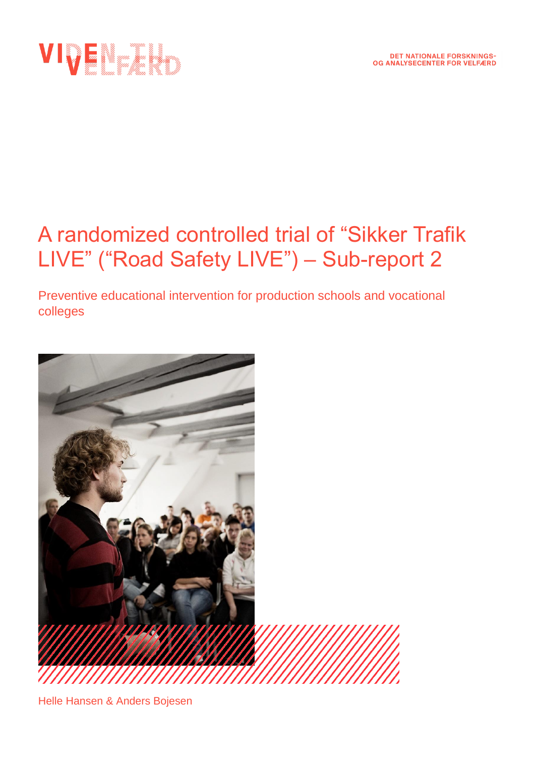VIDEN TIL VELFÆRD

DET NATIONALE FORSKNINGS- OG ANALYSECENTER FOR VELFÆRD

# A randomized controlled trial of "Sikker Trafik LIVE" ("Road Safety LIVE") – Sub-report 2

## Preventive educational intervention for production schools and vocational colleges

Helle Hansen & Anders Bojesen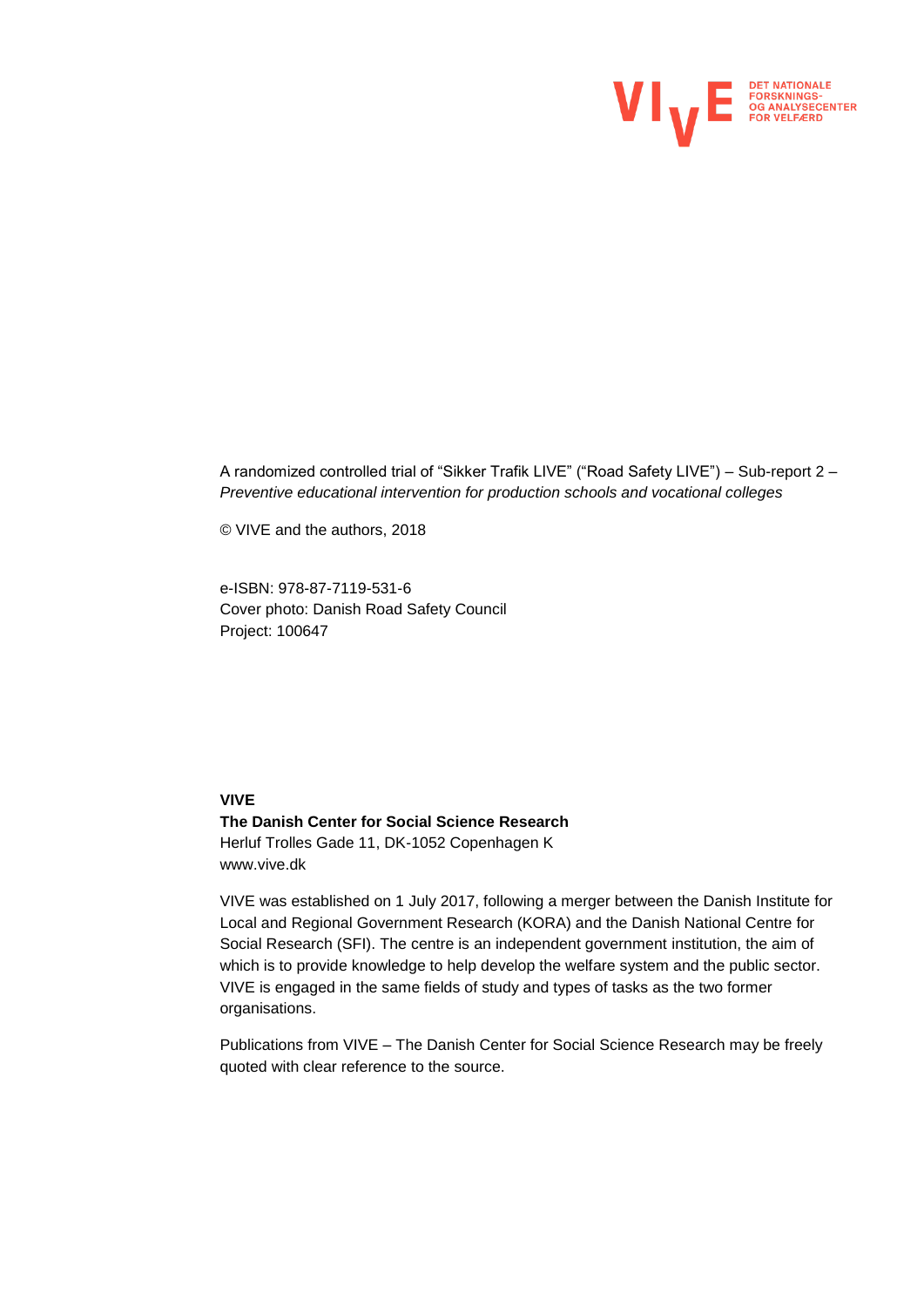VIVE DET NATIONALE FORSKNINGS- OG ANALYSECENTER FOR VELFÆRD

A randomized controlled trial of “Sikker Trafik LIVE” (“Road Safety LIVE”) – Sub-report 2 – *Preventive educational intervention for production schools and vocational colleges*

© VIVE and the authors, 2018

e-ISBN: 978-87-7119-531-6
Cover photo: Danish Road Safety Council
Project: 100647

**VIVE**
**The Danish Center for Social Science Research**
Herluf Trolles Gade 11, DK-1052 Copenhagen K
www.vive.dk

VIVE was established on 1 July 2017, following a merger between the Danish Institute for Local and Regional Government Research (KORA) and the Danish National Centre for Social Research (SFI). The centre is an independent government institution, the aim of which is to provide knowledge to help develop the welfare system and the public sector. VIVE is engaged in the same fields of study and types of tasks as the two former organisations.

Publications from VIVE – The Danish Center for Social Science Research may be freely quoted with clear reference to the source.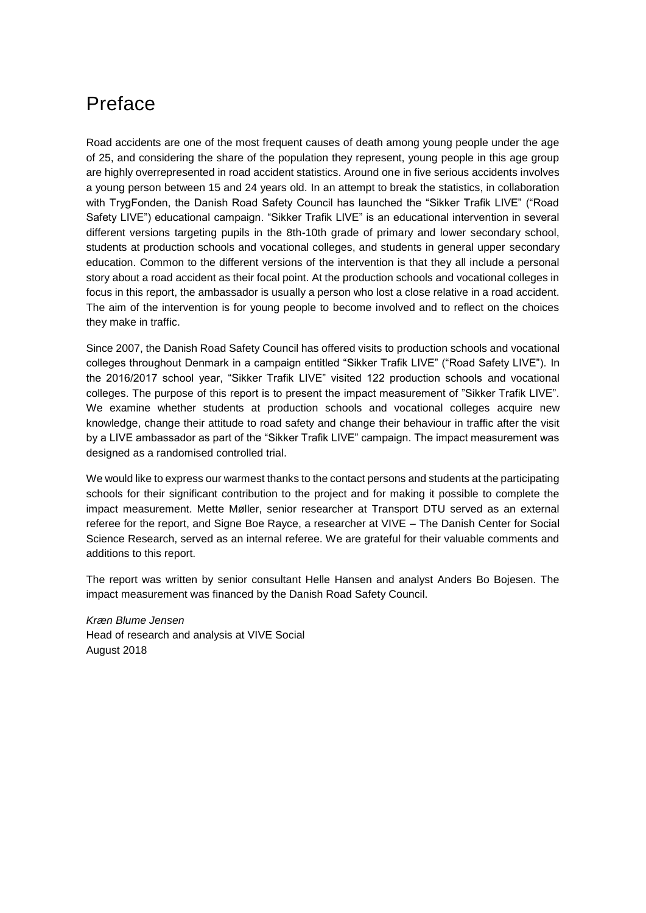# Preface

Road accidents are one of the most frequent causes of death among young people under the age of 25, and considering the share of the population they represent, young people in this age group are highly overrepresented in road accident statistics. Around one in five serious accidents involves a young person between 15 and 24 years old. In an attempt to break the statistics, in collaboration with TrygFonden, the Danish Road Safety Council has launched the "Sikker Trafik LIVE" ("Road Safety LIVE") educational campaign. "Sikker Trafik LIVE" is an educational intervention in several different versions targeting pupils in the 8th-10th grade of primary and lower secondary school, students at production schools and vocational colleges, and students in general upper secondary education. Common to the different versions of the intervention is that they all include a personal story about a road accident as their focal point. At the production schools and vocational colleges in focus in this report, the ambassador is usually a person who lost a close relative in a road accident. The aim of the intervention is for young people to become involved and to reflect on the choices they make in traffic.

Since 2007, the Danish Road Safety Council has offered visits to production schools and vocational colleges throughout Denmark in a campaign entitled "Sikker Trafik LIVE" ("Road Safety LIVE"). In the 2016/2017 school year, "Sikker Trafik LIVE" visited 122 production schools and vocational colleges. The purpose of this report is to present the impact measurement of "Sikker Trafik LIVE". We examine whether students at production schools and vocational colleges acquire new knowledge, change their attitude to road safety and change their behaviour in traffic after the visit by a LIVE ambassador as part of the "Sikker Trafik LIVE" campaign. The impact measurement was designed as a randomised controlled trial.

We would like to express our warmest thanks to the contact persons and students at the participating schools for their significant contribution to the project and for making it possible to complete the impact measurement. Mette Møller, senior researcher at Transport DTU served as an external referee for the report, and Signe Boe Rayce, a researcher at VIVE – The Danish Center for Social Science Research, served as an internal referee. We are grateful for their valuable comments and additions to this report.

The report was written by senior consultant Helle Hansen and analyst Anders Bo Bojesen. The impact measurement was financed by the Danish Road Safety Council.

*Kræn Blume Jensen*
Head of research and analysis at VIVE Social
August 2018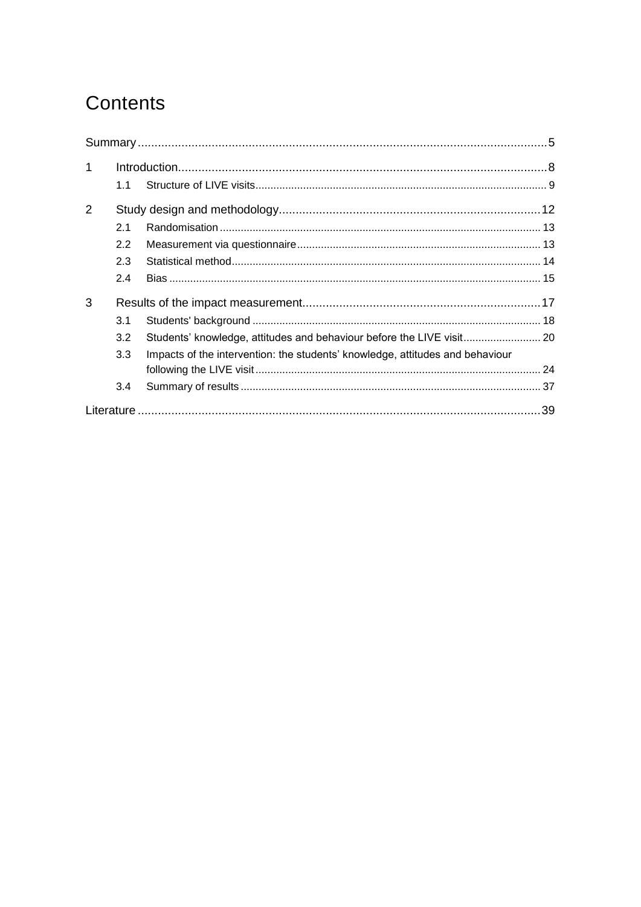# Contents

Summary ........................................................................................................................ 5

1 Introduction ............................................................................................................. 8

1.1 Structure of LIVE visits ................................................................................................ 9

2 Study design and methodology ............................................................................. 12

2.1 Randomisation ........................................................................................................ 13

2.2 Measurement via questionnaire ................................................................................ 13

2.3 Statistical method ..................................................................................................... 14

2.4 Bias .......................................................................................................................... 15

3 Results of the impact measurement ....................................................................... 17

3.1 Students' background ............................................................................................... 18

3.2 Students' knowledge, attitudes and behaviour before the LIVE visit .......................... 20

3.3 Impacts of the intervention: the students' knowledge, attitudes and behaviour following the LIVE visit ............................................................................................. 24

3.4 Summary of results ................................................................................................... 37

Literature ...................................................................................................................... 39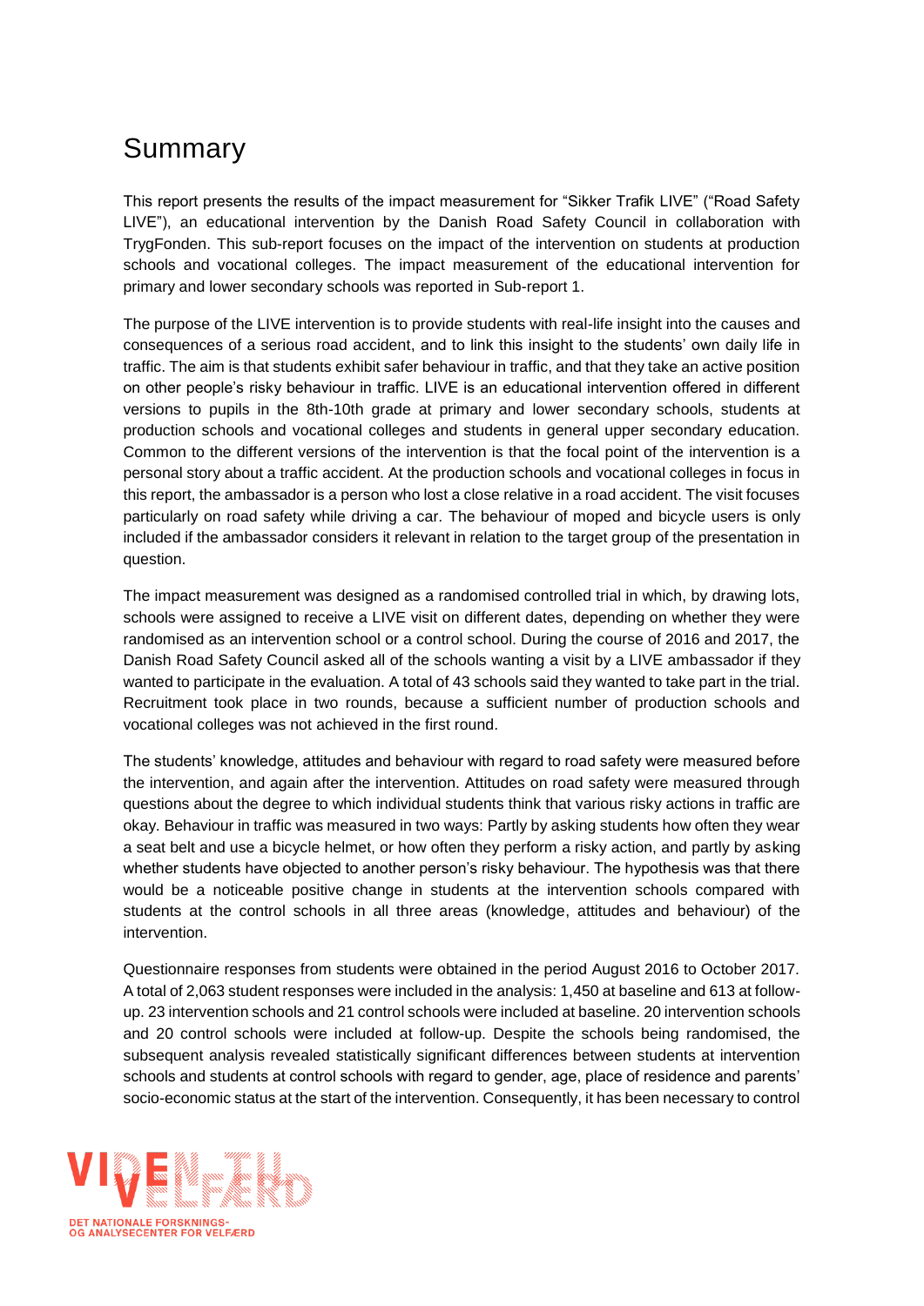# Summary

This report presents the results of the impact measurement for “Sikker Trafik LIVE” (“Road Safety LIVE”), an educational intervention by the Danish Road Safety Council in collaboration with TrygFonden. This sub-report focuses on the impact of the intervention on students at production schools and vocational colleges. The impact measurement of the educational intervention for primary and lower secondary schools was reported in Sub-report 1.

The purpose of the LIVE intervention is to provide students with real-life insight into the causes and consequences of a serious road accident, and to link this insight to the students’ own daily life in traffic. The aim is that students exhibit safer behaviour in traffic, and that they take an active position on other people’s risky behaviour in traffic. LIVE is an educational intervention offered in different versions to pupils in the 8th-10th grade at primary and lower secondary schools, students at production schools and vocational colleges and students in general upper secondary education. Common to the different versions of the intervention is that the focal point of the intervention is a personal story about a traffic accident. At the production schools and vocational colleges in focus in this report, the ambassador is a person who lost a close relative in a road accident. The visit focuses particularly on road safety while driving a car. The behaviour of moped and bicycle users is only included if the ambassador considers it relevant in relation to the target group of the presentation in question.

The impact measurement was designed as a randomised controlled trial in which, by drawing lots, schools were assigned to receive a LIVE visit on different dates, depending on whether they were randomised as an intervention school or a control school. During the course of 2016 and 2017, the Danish Road Safety Council asked all of the schools wanting a visit by a LIVE ambassador if they wanted to participate in the evaluation. A total of 43 schools said they wanted to take part in the trial. Recruitment took place in two rounds, because a sufficient number of production schools and vocational colleges was not achieved in the first round.

The students’ knowledge, attitudes and behaviour with regard to road safety were measured before the intervention, and again after the intervention. Attitudes on road safety were measured through questions about the degree to which individual students think that various risky actions in traffic are okay. Behaviour in traffic was measured in two ways: Partly by asking students how often they wear a seat belt and use a bicycle helmet, or how often they perform a risky action, and partly by asking whether students have objected to another person’s risky behaviour. The hypothesis was that there would be a noticeable positive change in students at the intervention schools compared with students at the control schools in all three areas (knowledge, attitudes and behaviour) of the intervention.

Questionnaire responses from students were obtained in the period August 2016 to October 2017. A total of 2,063 student responses were included in the analysis: 1,450 at baseline and 613 at follow-up. 23 intervention schools and 21 control schools were included at baseline. 20 intervention schools and 20 control schools were included at follow-up. Despite the schools being randomised, the subsequent analysis revealed statistically significant differences between students at intervention schools and students at control schools with regard to gender, age, place of residence and parents’ socio-economic status at the start of the intervention. Consequently, it has been necessary to control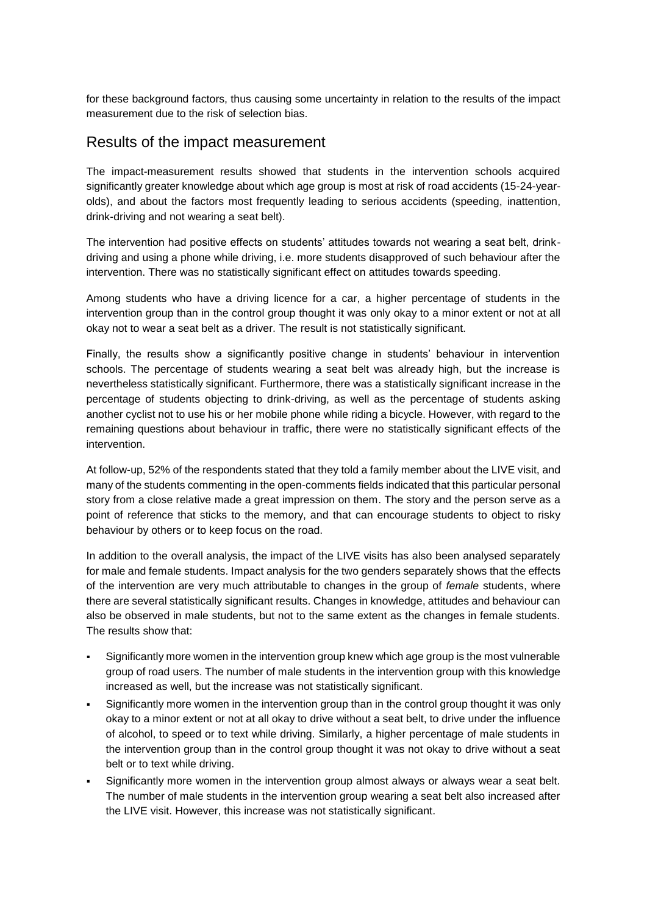for these background factors, thus causing some uncertainty in relation to the results of the impact measurement due to the risk of selection bias.

## Results of the impact measurement

The impact-measurement results showed that students in the intervention schools acquired significantly greater knowledge about which age group is most at risk of road accidents (15-24-year-olds), and about the factors most frequently leading to serious accidents (speeding, inattention, drink-driving and not wearing a seat belt).

The intervention had positive effects on students' attitudes towards not wearing a seat belt, drink-driving and using a phone while driving, i.e. more students disapproved of such behaviour after the intervention. There was no statistically significant effect on attitudes towards speeding.

Among students who have a driving licence for a car, a higher percentage of students in the intervention group than in the control group thought it was only okay to a minor extent or not at all okay not to wear a seat belt as a driver. The result is not statistically significant.

Finally, the results show a significantly positive change in students' behaviour in intervention schools. The percentage of students wearing a seat belt was already high, but the increase is nevertheless statistically significant. Furthermore, there was a statistically significant increase in the percentage of students objecting to drink-driving, as well as the percentage of students asking another cyclist not to use his or her mobile phone while riding a bicycle. However, with regard to the remaining questions about behaviour in traffic, there were no statistically significant effects of the intervention.

At follow-up, 52% of the respondents stated that they told a family member about the LIVE visit, and many of the students commenting in the open-comments fields indicated that this particular personal story from a close relative made a great impression on them. The story and the person serve as a point of reference that sticks to the memory, and that can encourage students to object to risky behaviour by others or to keep focus on the road.

In addition to the overall analysis, the impact of the LIVE visits has also been analysed separately for male and female students. Impact analysis for the two genders separately shows that the effects of the intervention are very much attributable to changes in the group of *female* students, where there are several statistically significant results. Changes in knowledge, attitudes and behaviour can also be observed in male students, but not to the same extent as the changes in female students. The results show that:

- Significantly more women in the intervention group knew which age group is the most vulnerable group of road users. The number of male students in the intervention group with this knowledge increased as well, but the increase was not statistically significant.
- Significantly more women in the intervention group than in the control group thought it was only okay to a minor extent or not at all okay to drive without a seat belt, to drive under the influence of alcohol, to speed or to text while driving. Similarly, a higher percentage of male students in the intervention group than in the control group thought it was not okay to drive without a seat belt or to text while driving.
- Significantly more women in the intervention group almost always or always wear a seat belt. The number of male students in the intervention group wearing a seat belt also increased after the LIVE visit. However, this increase was not statistically significant.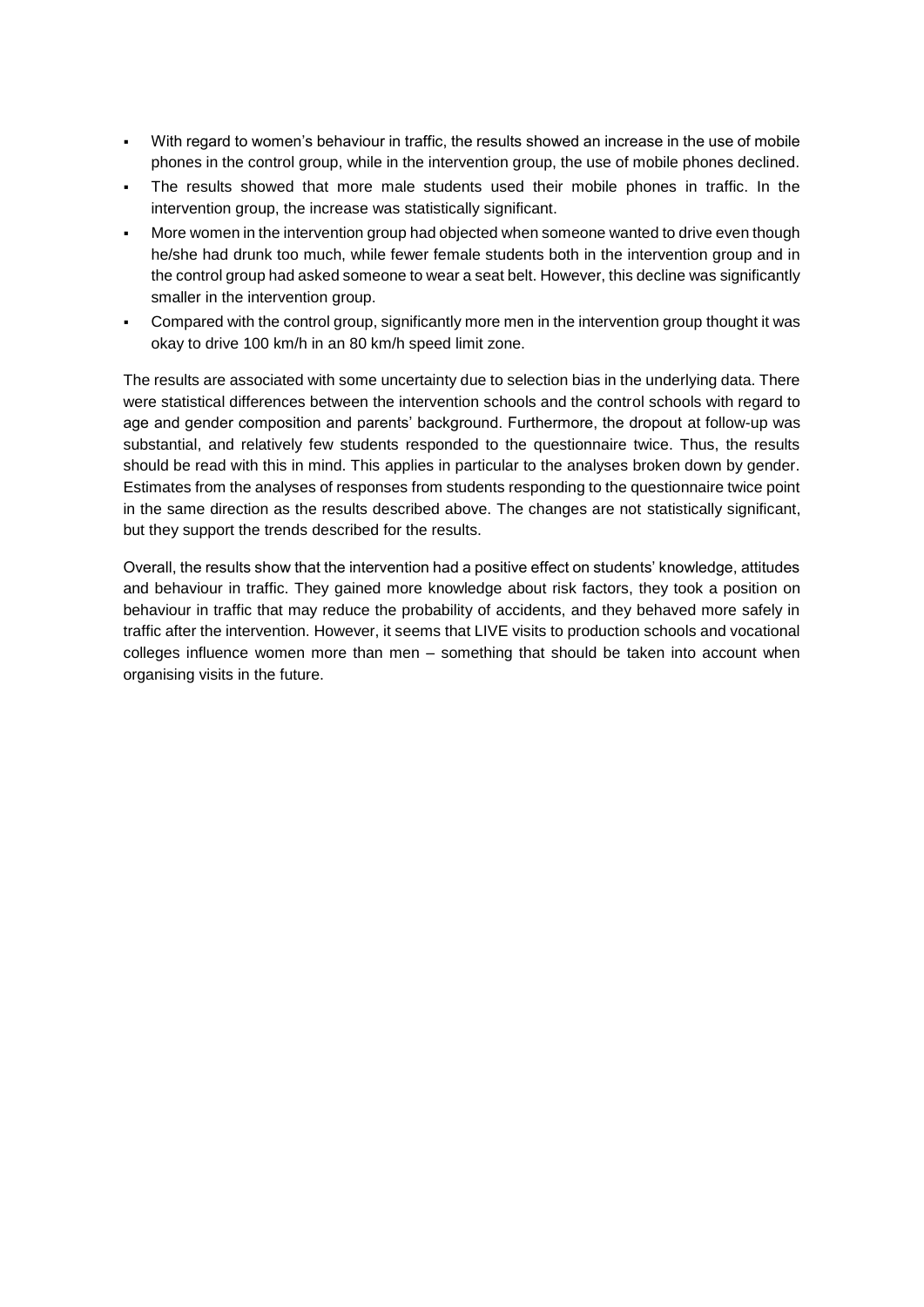- With regard to women's behaviour in traffic, the results showed an increase in the use of mobile phones in the control group, while in the intervention group, the use of mobile phones declined.
- The results showed that more male students used their mobile phones in traffic. In the intervention group, the increase was statistically significant.
- More women in the intervention group had objected when someone wanted to drive even though he/she had drunk too much, while fewer female students both in the intervention group and in the control group had asked someone to wear a seat belt. However, this decline was significantly smaller in the intervention group.
- Compared with the control group, significantly more men in the intervention group thought it was okay to drive 100 km/h in an 80 km/h speed limit zone.

The results are associated with some uncertainty due to selection bias in the underlying data. There were statistical differences between the intervention schools and the control schools with regard to age and gender composition and parents' background. Furthermore, the dropout at follow-up was substantial, and relatively few students responded to the questionnaire twice. Thus, the results should be read with this in mind. This applies in particular to the analyses broken down by gender. Estimates from the analyses of responses from students responding to the questionnaire twice point in the same direction as the results described above. The changes are not statistically significant, but they support the trends described for the results.

Overall, the results show that the intervention had a positive effect on students' knowledge, attitudes and behaviour in traffic. They gained more knowledge about risk factors, they took a position on behaviour in traffic that may reduce the probability of accidents, and they behaved more safely in traffic after the intervention. However, it seems that LIVE visits to production schools and vocational colleges influence women more than men – something that should be taken into account when organising visits in the future.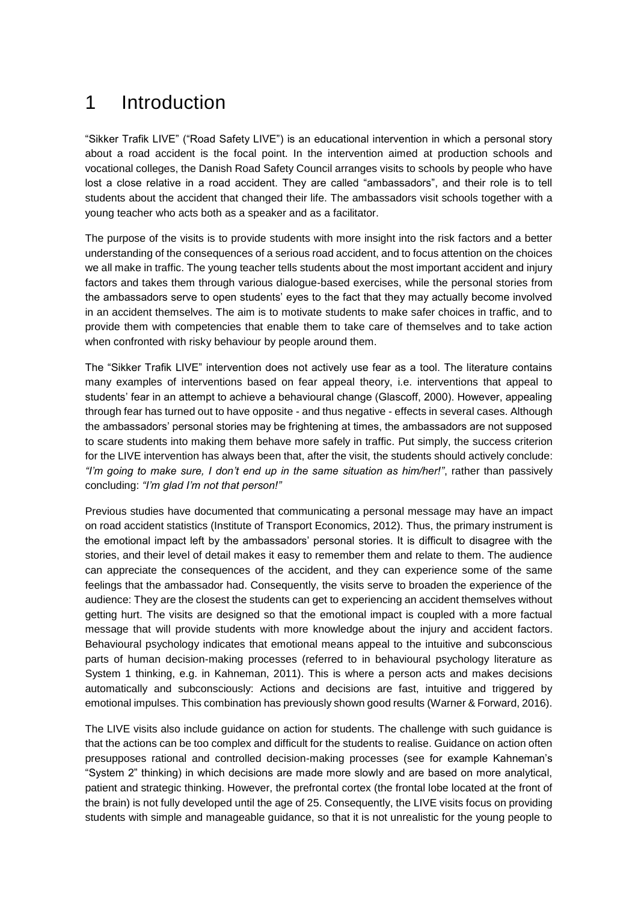# 1 Introduction

"Sikker Trafik LIVE" ("Road Safety LIVE") is an educational intervention in which a personal story about a road accident is the focal point. In the intervention aimed at production schools and vocational colleges, the Danish Road Safety Council arranges visits to schools by people who have lost a close relative in a road accident. They are called "ambassadors", and their role is to tell students about the accident that changed their life. The ambassadors visit schools together with a young teacher who acts both as a speaker and as a facilitator.

The purpose of the visits is to provide students with more insight into the risk factors and a better understanding of the consequences of a serious road accident, and to focus attention on the choices we all make in traffic. The young teacher tells students about the most important accident and injury factors and takes them through various dialogue-based exercises, while the personal stories from the ambassadors serve to open students' eyes to the fact that they may actually become involved in an accident themselves. The aim is to motivate students to make safer choices in traffic, and to provide them with competencies that enable them to take care of themselves and to take action when confronted with risky behaviour by people around them.

The "Sikker Trafik LIVE" intervention does not actively use fear as a tool. The literature contains many examples of interventions based on fear appeal theory, i.e. interventions that appeal to students' fear in an attempt to achieve a behavioural change (Glascoff, 2000). However, appealing through fear has turned out to have opposite - and thus negative - effects in several cases. Although the ambassadors' personal stories may be frightening at times, the ambassadors are not supposed to scare students into making them behave more safely in traffic. Put simply, the success criterion for the LIVE intervention has always been that, after the visit, the students should actively conclude: *"I'm going to make sure, I don't end up in the same situation as him/her!"*, rather than passively concluding: *"I'm glad I'm not that person!"*

Previous studies have documented that communicating a personal message may have an impact on road accident statistics (Institute of Transport Economics, 2012). Thus, the primary instrument is the emotional impact left by the ambassadors' personal stories. It is difficult to disagree with the stories, and their level of detail makes it easy to remember them and relate to them. The audience can appreciate the consequences of the accident, and they can experience some of the same feelings that the ambassador had. Consequently, the visits serve to broaden the experience of the audience: They are the closest the students can get to experiencing an accident themselves without getting hurt. The visits are designed so that the emotional impact is coupled with a more factual message that will provide students with more knowledge about the injury and accident factors. Behavioural psychology indicates that emotional means appeal to the intuitive and subconscious parts of human decision-making processes (referred to in behavioural psychology literature as System 1 thinking, e.g. in Kahneman, 2011). This is where a person acts and makes decisions automatically and subconsciously: Actions and decisions are fast, intuitive and triggered by emotional impulses. This combination has previously shown good results (Warner & Forward, 2016).

The LIVE visits also include guidance on action for students. The challenge with such guidance is that the actions can be too complex and difficult for the students to realise. Guidance on action often presupposes rational and controlled decision-making processes (see for example Kahneman's "System 2" thinking) in which decisions are made more slowly and are based on more analytical, patient and strategic thinking. However, the prefrontal cortex (the frontal lobe located at the front of the brain) is not fully developed until the age of 25. Consequently, the LIVE visits focus on providing students with simple and manageable guidance, so that it is not unrealistic for the young people to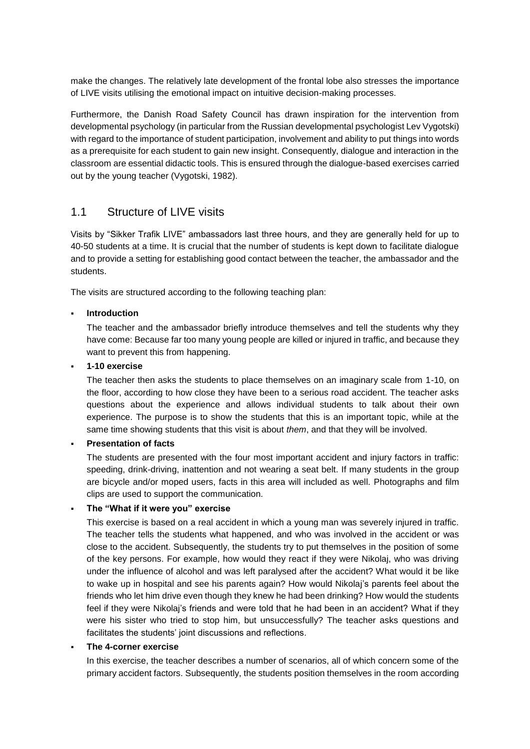make the changes. The relatively late development of the frontal lobe also stresses the importance of LIVE visits utilising the emotional impact on intuitive decision-making processes.

Furthermore, the Danish Road Safety Council has drawn inspiration for the intervention from developmental psychology (in particular from the Russian developmental psychologist Lev Vygotski) with regard to the importance of student participation, involvement and ability to put things into words as a prerequisite for each student to gain new insight. Consequently, dialogue and interaction in the classroom are essential didactic tools. This is ensured through the dialogue-based exercises carried out by the young teacher (Vygotski, 1982).

## 1.1 Structure of LIVE visits

Visits by "Sikker Trafik LIVE" ambassadors last three hours, and they are generally held for up to 40-50 students at a time. It is crucial that the number of students is kept down to facilitate dialogue and to provide a setting for establishing good contact between the teacher, the ambassador and the students.

The visits are structured according to the following teaching plan:

- **Introduction**

  The teacher and the ambassador briefly introduce themselves and tell the students why they have come: Because far too many young people are killed or injured in traffic, and because they want to prevent this from happening.

- **1-10 exercise**

  The teacher then asks the students to place themselves on an imaginary scale from 1-10, on the floor, according to how close they have been to a serious road accident. The teacher asks questions about the experience and allows individual students to talk about their own experience. The purpose is to show the students that this is an important topic, while at the same time showing students that this visit is about *them*, and that they will be involved.

- **Presentation of facts**

  The students are presented with the four most important accident and injury factors in traffic: speeding, drink-driving, inattention and not wearing a seat belt. If many students in the group are bicycle and/or moped users, facts in this area will included as well. Photographs and film clips are used to support the communication.

- **The "What if it were you" exercise**

  This exercise is based on a real accident in which a young man was severely injured in traffic. The teacher tells the students what happened, and who was involved in the accident or was close to the accident. Subsequently, the students try to put themselves in the position of some of the key persons. For example, how would they react if they were Nikolaj, who was driving under the influence of alcohol and was left paralysed after the accident? What would it be like to wake up in hospital and see his parents again? How would Nikolaj's parents feel about the friends who let him drive even though they knew he had been drinking? How would the students feel if they were Nikolaj's friends and were told that he had been in an accident? What if they were his sister who tried to stop him, but unsuccessfully? The teacher asks questions and facilitates the students' joint discussions and reflections.

- **The 4-corner exercise**

  In this exercise, the teacher describes a number of scenarios, all of which concern some of the primary accident factors. Subsequently, the students position themselves in the room according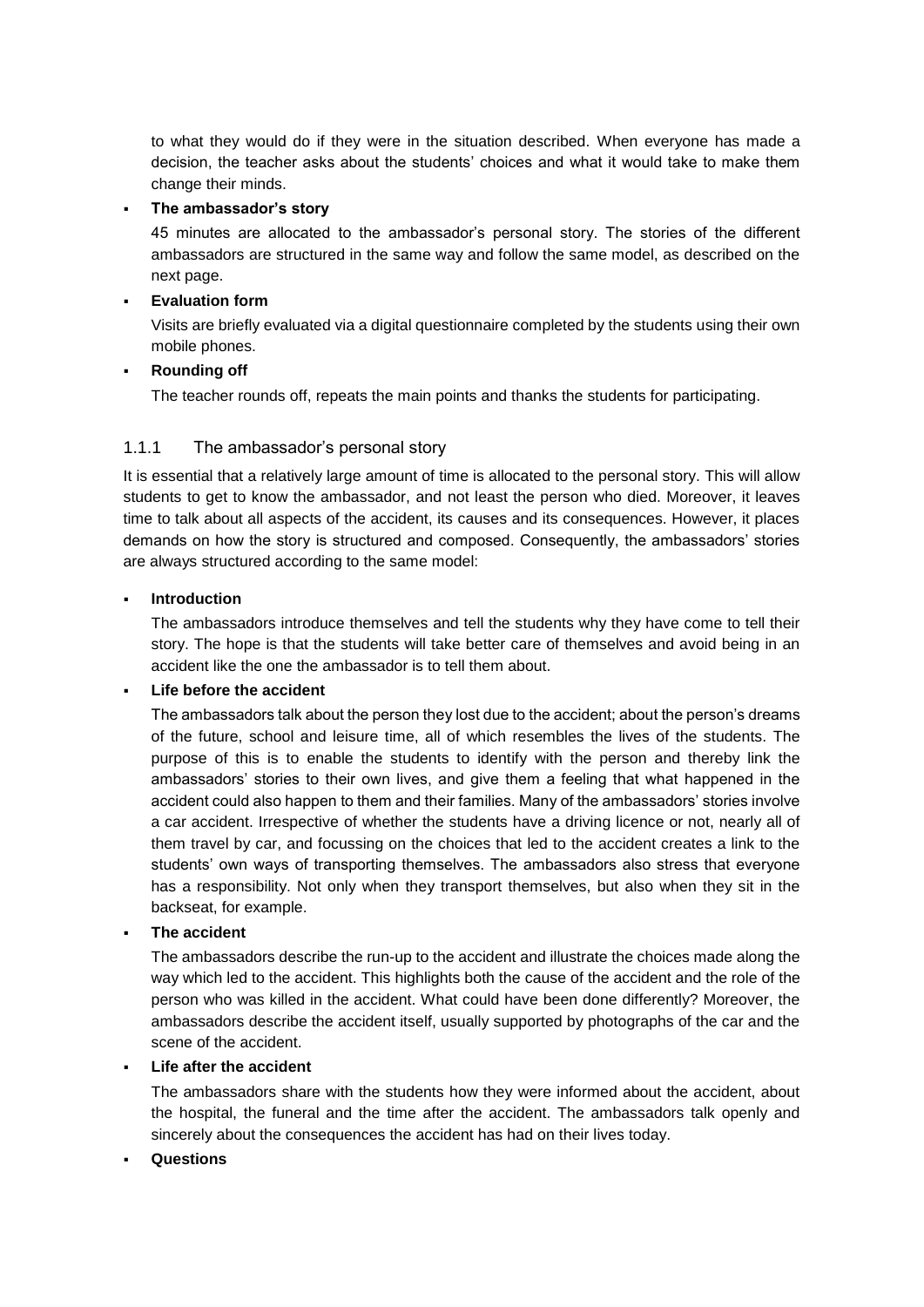to what they would do if they were in the situation described. When everyone has made a decision, the teacher asks about the students' choices and what it would take to make them change their minds.

- **The ambassador's story**

  45 minutes are allocated to the ambassador's personal story. The stories of the different ambassadors are structured in the same way and follow the same model, as described on the next page.

- **Evaluation form**

  Visits are briefly evaluated via a digital questionnaire completed by the students using their own mobile phones.

- **Rounding off**

  The teacher rounds off, repeats the main points and thanks the students for participating.

### 1.1.1 The ambassador's personal story

It is essential that a relatively large amount of time is allocated to the personal story. This will allow students to get to know the ambassador, and not least the person who died. Moreover, it leaves time to talk about all aspects of the accident, its causes and its consequences. However, it places demands on how the story is structured and composed. Consequently, the ambassadors' stories are always structured according to the same model:

- **Introduction**

  The ambassadors introduce themselves and tell the students why they have come to tell their story. The hope is that the students will take better care of themselves and avoid being in an accident like the one the ambassador is to tell them about.

- **Life before the accident**

  The ambassadors talk about the person they lost due to the accident; about the person's dreams of the future, school and leisure time, all of which resembles the lives of the students. The purpose of this is to enable the students to identify with the person and thereby link the ambassadors' stories to their own lives, and give them a feeling that what happened in the accident could also happen to them and their families. Many of the ambassadors' stories involve a car accident. Irrespective of whether the students have a driving licence or not, nearly all of them travel by car, and focussing on the choices that led to the accident creates a link to the students' own ways of transporting themselves. The ambassadors also stress that everyone has a responsibility. Not only when they transport themselves, but also when they sit in the backseat, for example.

- **The accident**

  The ambassadors describe the run-up to the accident and illustrate the choices made along the way which led to the accident. This highlights both the cause of the accident and the role of the person who was killed in the accident. What could have been done differently? Moreover, the ambassadors describe the accident itself, usually supported by photographs of the car and the scene of the accident.

- **Life after the accident**

  The ambassadors share with the students how they were informed about the accident, about the hospital, the funeral and the time after the accident. The ambassadors talk openly and sincerely about the consequences the accident has had on their lives today.

- **Questions**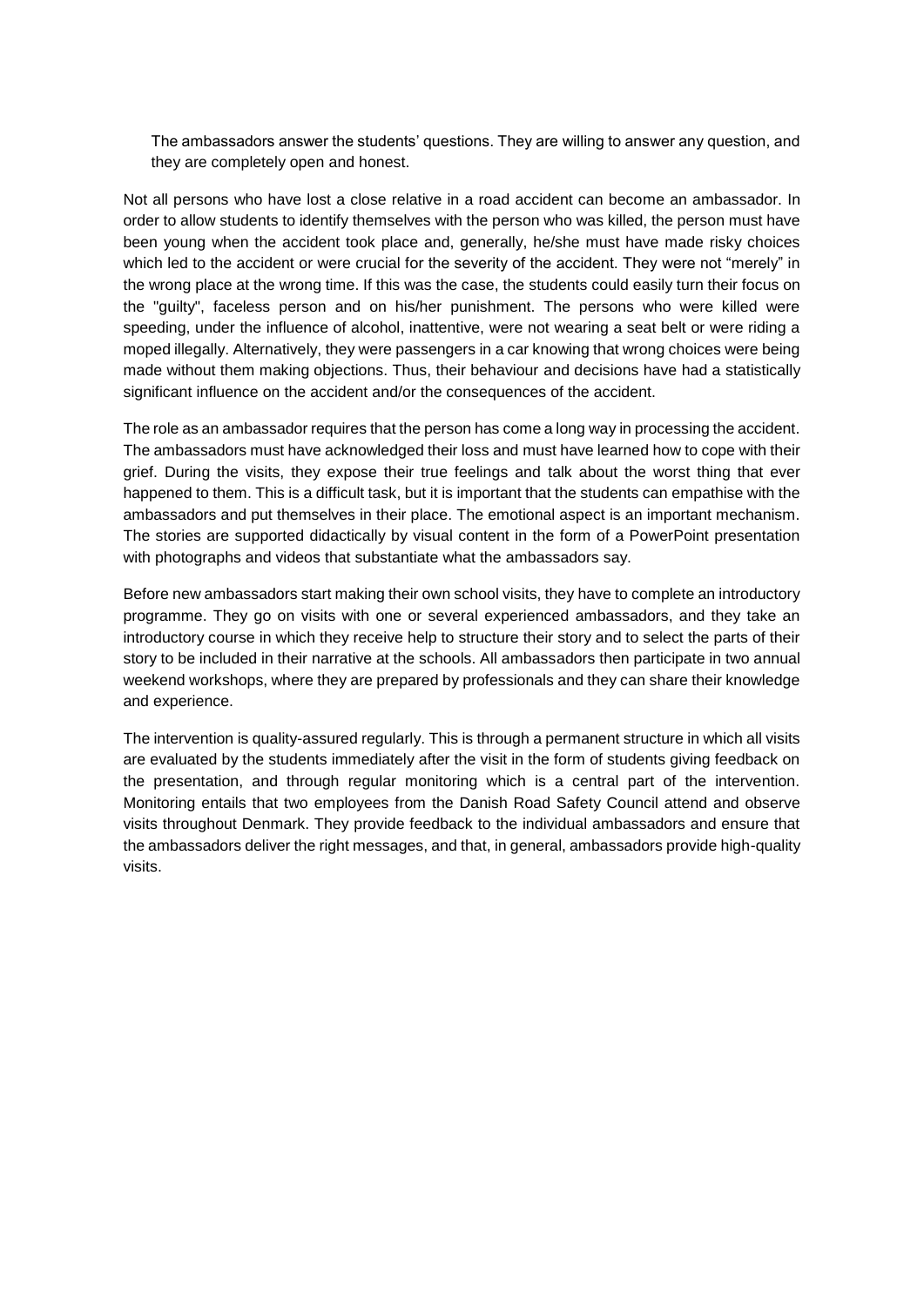The ambassadors answer the students' questions. They are willing to answer any question, and they are completely open and honest.

Not all persons who have lost a close relative in a road accident can become an ambassador. In order to allow students to identify themselves with the person who was killed, the person must have been young when the accident took place and, generally, he/she must have made risky choices which led to the accident or were crucial for the severity of the accident. They were not "merely" in the wrong place at the wrong time. If this was the case, the students could easily turn their focus on the "guilty", faceless person and on his/her punishment. The persons who were killed were speeding, under the influence of alcohol, inattentive, were not wearing a seat belt or were riding a moped illegally. Alternatively, they were passengers in a car knowing that wrong choices were being made without them making objections. Thus, their behaviour and decisions have had a statistically significant influence on the accident and/or the consequences of the accident.

The role as an ambassador requires that the person has come a long way in processing the accident. The ambassadors must have acknowledged their loss and must have learned how to cope with their grief. During the visits, they expose their true feelings and talk about the worst thing that ever happened to them. This is a difficult task, but it is important that the students can empathise with the ambassadors and put themselves in their place. The emotional aspect is an important mechanism. The stories are supported didactically by visual content in the form of a PowerPoint presentation with photographs and videos that substantiate what the ambassadors say.

Before new ambassadors start making their own school visits, they have to complete an introductory programme. They go on visits with one or several experienced ambassadors, and they take an introductory course in which they receive help to structure their story and to select the parts of their story to be included in their narrative at the schools. All ambassadors then participate in two annual weekend workshops, where they are prepared by professionals and they can share their knowledge and experience.

The intervention is quality-assured regularly. This is through a permanent structure in which all visits are evaluated by the students immediately after the visit in the form of students giving feedback on the presentation, and through regular monitoring which is a central part of the intervention. Monitoring entails that two employees from the Danish Road Safety Council attend and observe visits throughout Denmark. They provide feedback to the individual ambassadors and ensure that the ambassadors deliver the right messages, and that, in general, ambassadors provide high-quality visits.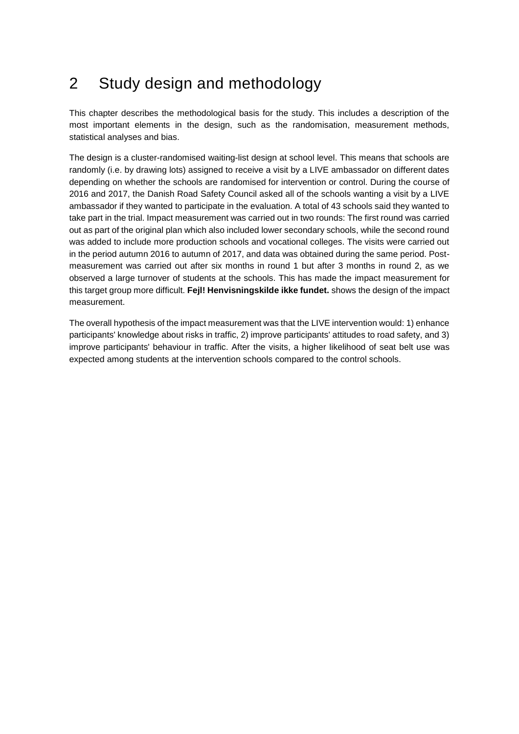# 2 Study design and methodology

This chapter describes the methodological basis for the study. This includes a description of the most important elements in the design, such as the randomisation, measurement methods, statistical analyses and bias.

The design is a cluster-randomised waiting-list design at school level. This means that schools are randomly (i.e. by drawing lots) assigned to receive a visit by a LIVE ambassador on different dates depending on whether the schools are randomised for intervention or control. During the course of 2016 and 2017, the Danish Road Safety Council asked all of the schools wanting a visit by a LIVE ambassador if they wanted to participate in the evaluation. A total of 43 schools said they wanted to take part in the trial. Impact measurement was carried out in two rounds: The first round was carried out as part of the original plan which also included lower secondary schools, while the second round was added to include more production schools and vocational colleges. The visits were carried out in the period autumn 2016 to autumn of 2017, and data was obtained during the same period. Post-measurement was carried out after six months in round 1 but after 3 months in round 2, as we observed a large turnover of students at the schools. This has made the impact measurement for this target group more difficult. **Fejl! Henvisningskilde ikke fundet.** shows the design of the impact measurement.

The overall hypothesis of the impact measurement was that the LIVE intervention would: 1) enhance participants' knowledge about risks in traffic, 2) improve participants' attitudes to road safety, and 3) improve participants' behaviour in traffic. After the visits, a higher likelihood of seat belt use was expected among students at the intervention schools compared to the control schools.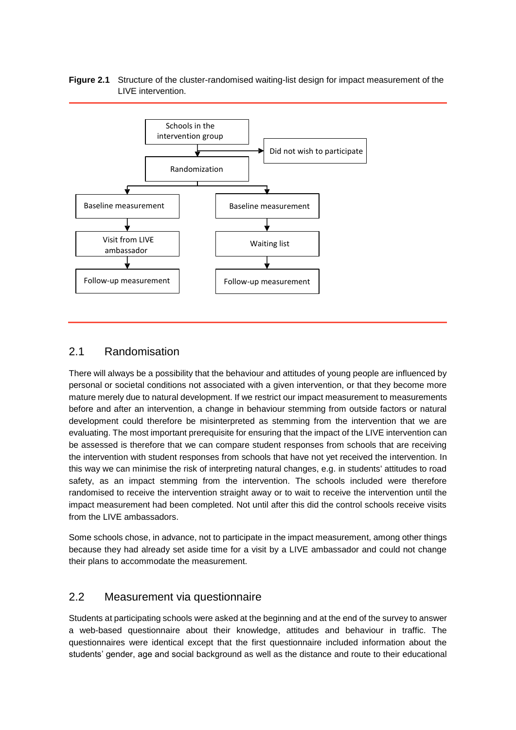**Figure 2.1** Structure of the cluster-randomised waiting-list design for impact measurement of the LIVE intervention.

## 2.1 Randomisation

There will always be a possibility that the behaviour and attitudes of young people are influenced by personal or societal conditions not associated with a given intervention, or that they become more mature merely due to natural development. If we restrict our impact measurement to measurements before and after an intervention, a change in behaviour stemming from outside factors or natural development could therefore be misinterpreted as stemming from the intervention that we are evaluating. The most important prerequisite for ensuring that the impact of the LIVE intervention can be assessed is therefore that we can compare student responses from schools that are receiving the intervention with student responses from schools that have not yet received the intervention. In this way we can minimise the risk of interpreting natural changes, e.g. in students' attitudes to road safety, as an impact stemming from the intervention. The schools included were therefore randomised to receive the intervention straight away or to wait to receive the intervention until the impact measurement had been completed. Not until after this did the control schools receive visits from the LIVE ambassadors.

Some schools chose, in advance, not to participate in the impact measurement, among other things because they had already set aside time for a visit by a LIVE ambassador and could not change their plans to accommodate the measurement.

## 2.2 Measurement via questionnaire

Students at participating schools were asked at the beginning and at the end of the survey to answer a web-based questionnaire about their knowledge, attitudes and behaviour in traffic. The questionnaires were identical except that the first questionnaire included information about the students' gender, age and social background as well as the distance and route to their educational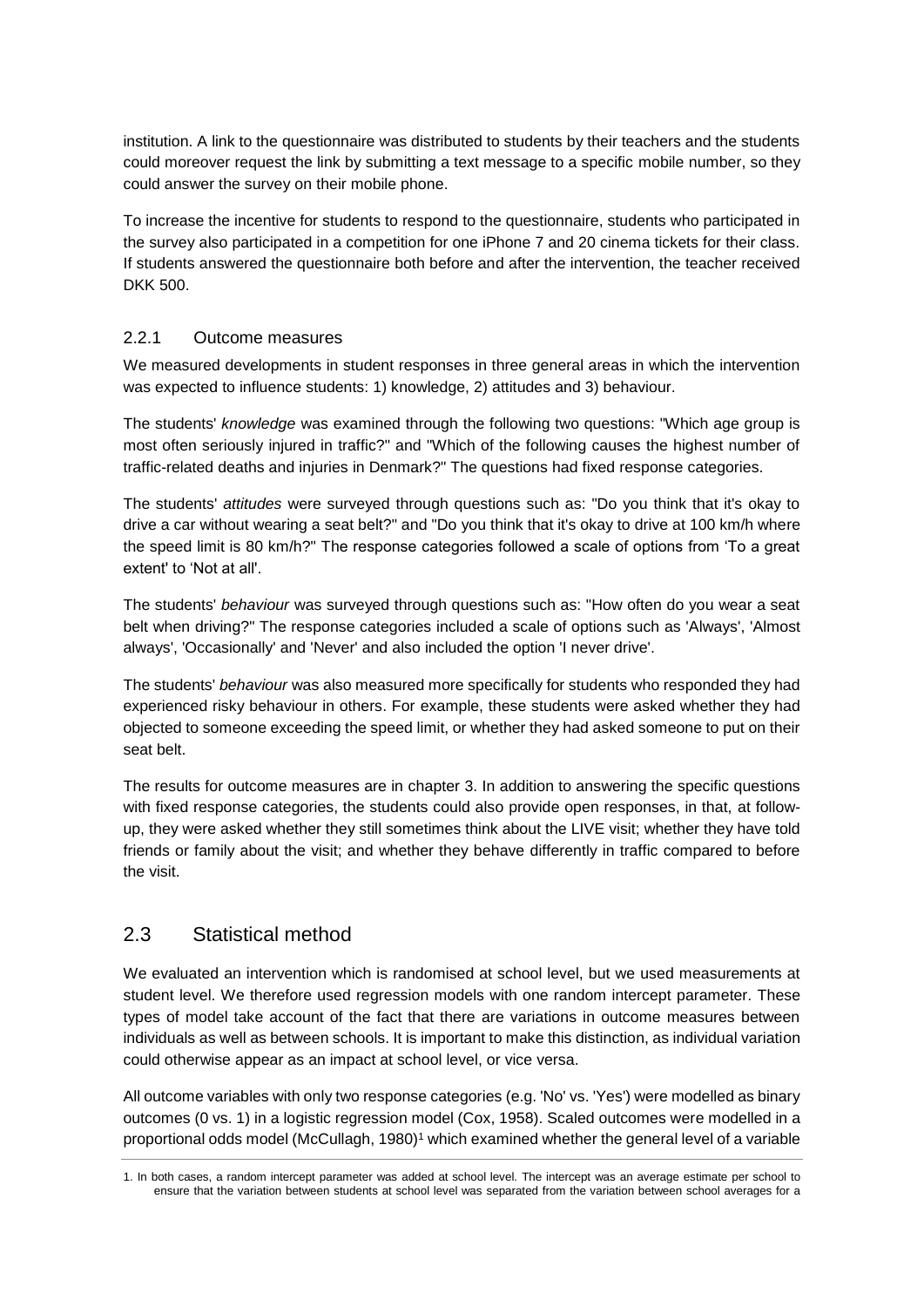institution. A link to the questionnaire was distributed to students by their teachers and the students could moreover request the link by submitting a text message to a specific mobile number, so they could answer the survey on their mobile phone.

To increase the incentive for students to respond to the questionnaire, students who participated in the survey also participated in a competition for one iPhone 7 and 20 cinema tickets for their class. If students answered the questionnaire both before and after the intervention, the teacher received DKK 500.

### 2.2.1 Outcome measures

We measured developments in student responses in three general areas in which the intervention was expected to influence students: 1) knowledge, 2) attitudes and 3) behaviour.

The students' *knowledge* was examined through the following two questions: "Which age group is most often seriously injured in traffic?" and "Which of the following causes the highest number of traffic-related deaths and injuries in Denmark?" The questions had fixed response categories.

The students' *attitudes* were surveyed through questions such as: "Do you think that it's okay to drive a car without wearing a seat belt?" and "Do you think that it's okay to drive at 100 km/h where the speed limit is 80 km/h?" The response categories followed a scale of options from 'To a great extent' to 'Not at all'.

The students' *behaviour* was surveyed through questions such as: "How often do you wear a seat belt when driving?" The response categories included a scale of options such as 'Always', 'Almost always', 'Occasionally' and 'Never' and also included the option 'I never drive'.

The students' *behaviour* was also measured more specifically for students who responded they had experienced risky behaviour in others. For example, these students were asked whether they had objected to someone exceeding the speed limit, or whether they had asked someone to put on their seat belt.

The results for outcome measures are in chapter 3. In addition to answering the specific questions with fixed response categories, the students could also provide open responses, in that, at follow-up, they were asked whether they still sometimes think about the LIVE visit; whether they have told friends or family about the visit; and whether they behave differently in traffic compared to before the visit.

## 2.3 Statistical method

We evaluated an intervention which is randomised at school level, but we used measurements at student level. We therefore used regression models with one random intercept parameter. These types of model take account of the fact that there are variations in outcome measures between individuals as well as between schools. It is important to make this distinction, as individual variation could otherwise appear as an impact at school level, or vice versa.

All outcome variables with only two response categories (e.g. 'No' vs. 'Yes') were modelled as binary outcomes (0 vs. 1) in a logistic regression model (Cox, 1958). Scaled outcomes were modelled in a proportional odds model (McCullagh, 1980)[1] which examined whether the general level of a variable

1. In both cases, a random intercept parameter was added at school level. The intercept was an average estimate per school to ensure that the variation between students at school level was separated from the variation between school averages for a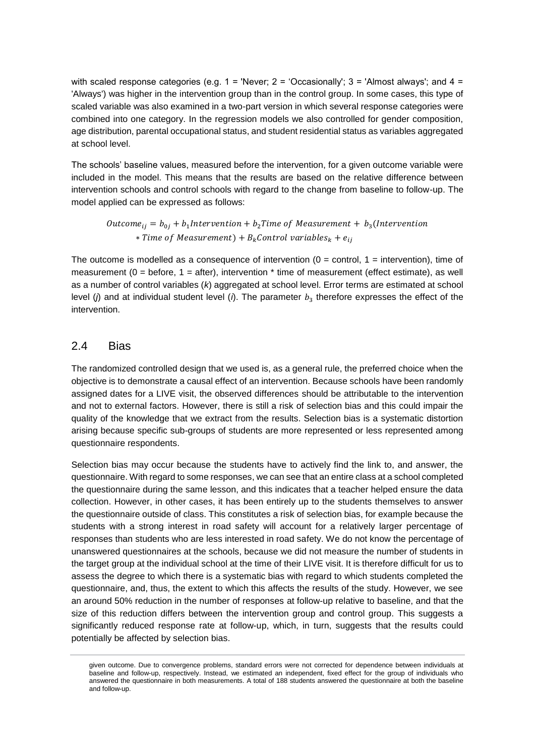with scaled response categories (e.g. 1 = 'Never; 2 = 'Occasionally'; 3 = 'Almost always'; and 4 = 'Always') was higher in the intervention group than in the control group. In some cases, this type of scaled variable was also examined in a two-part version in which several response categories were combined into one category. In the regression models we also controlled for gender composition, age distribution, parental occupational status, and student residential status as variables aggregated at school level.

The schools' baseline values, measured before the intervention, for a given outcome variable were included in the model. This means that the results are based on the relative difference between intervention schools and control schools with regard to the change from baseline to follow-up. The model applied can be expressed as follows:

$$Outcome_{ij} = b_{0j} + b_1 Intervention + b_2 Time\ of\ Measurement + b_3(Intervention * Time\ of\ Measurement) + B_k Control\ variables_k + e_{ij}$$

The outcome is modelled as a consequence of intervention (0 = control, 1 = intervention), time of measurement (0 = before, 1 = after), intervention * time of measurement (effect estimate), as well as a number of control variables (*k*) aggregated at school level. Error terms are estimated at school level (*j*) and at individual student level (*i*). The parameter $b_3$ therefore expresses the effect of the intervention.

## 2.4 Bias

The randomized controlled design that we used is, as a general rule, the preferred choice when the objective is to demonstrate a causal effect of an intervention. Because schools have been randomly assigned dates for a LIVE visit, the observed differences should be attributable to the intervention and not to external factors. However, there is still a risk of selection bias and this could impair the quality of the knowledge that we extract from the results. Selection bias is a systematic distortion arising because specific sub-groups of students are more represented or less represented among questionnaire respondents.

Selection bias may occur because the students have to actively find the link to, and answer, the questionnaire. With regard to some responses, we can see that an entire class at a school completed the questionnaire during the same lesson, and this indicates that a teacher helped ensure the data collection. However, in other cases, it has been entirely up to the students themselves to answer the questionnaire outside of class. This constitutes a risk of selection bias, for example because the students with a strong interest in road safety will account for a relatively larger percentage of responses than students who are less interested in road safety. We do not know the percentage of unanswered questionnaires at the schools, because we did not measure the number of students in the target group at the individual school at the time of their LIVE visit. It is therefore difficult for us to assess the degree to which there is a systematic bias with regard to which students completed the questionnaire, and, thus, the extent to which this affects the results of the study. However, we see an around 50% reduction in the number of responses at follow-up relative to baseline, and that the size of this reduction differs between the intervention group and control group. This suggests a significantly reduced response rate at follow-up, which, in turn, suggests that the results could potentially be affected by selection bias.

given outcome. Due to convergence problems, standard errors were not corrected for dependence between individuals at baseline and follow-up, respectively. Instead, we estimated an independent, fixed effect for the group of individuals who answered the questionnaire in both measurements. A total of 188 students answered the questionnaire at both the baseline and follow-up.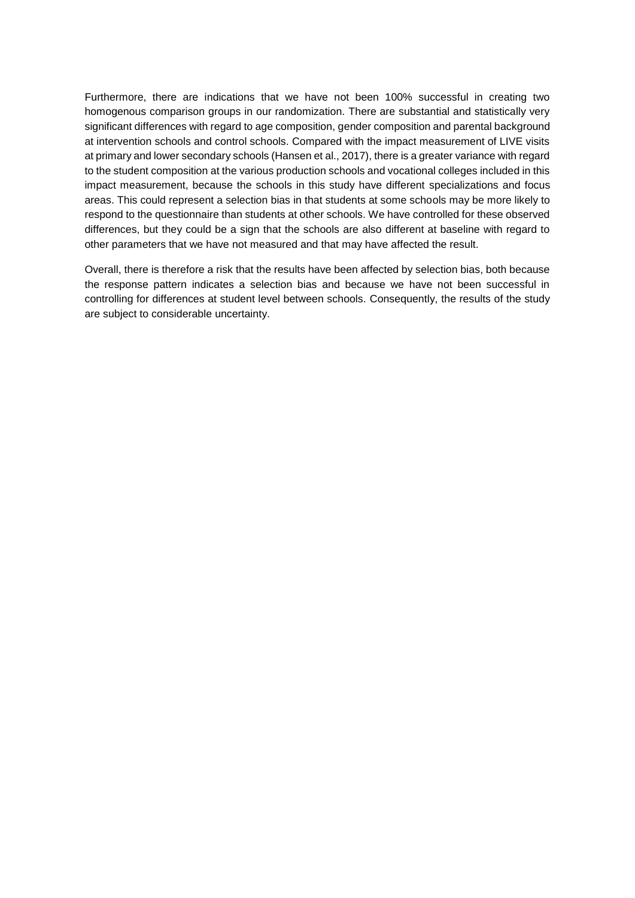Furthermore, there are indications that we have not been 100% successful in creating two homogenous comparison groups in our randomization. There are substantial and statistically very significant differences with regard to age composition, gender composition and parental background at intervention schools and control schools. Compared with the impact measurement of LIVE visits at primary and lower secondary schools (Hansen et al., 2017), there is a greater variance with regard to the student composition at the various production schools and vocational colleges included in this impact measurement, because the schools in this study have different specializations and focus areas. This could represent a selection bias in that students at some schools may be more likely to respond to the questionnaire than students at other schools. We have controlled for these observed differences, but they could be a sign that the schools are also different at baseline with regard to other parameters that we have not measured and that may have affected the result.

Overall, there is therefore a risk that the results have been affected by selection bias, both because the response pattern indicates a selection bias and because we have not been successful in controlling for differences at student level between schools. Consequently, the results of the study are subject to considerable uncertainty.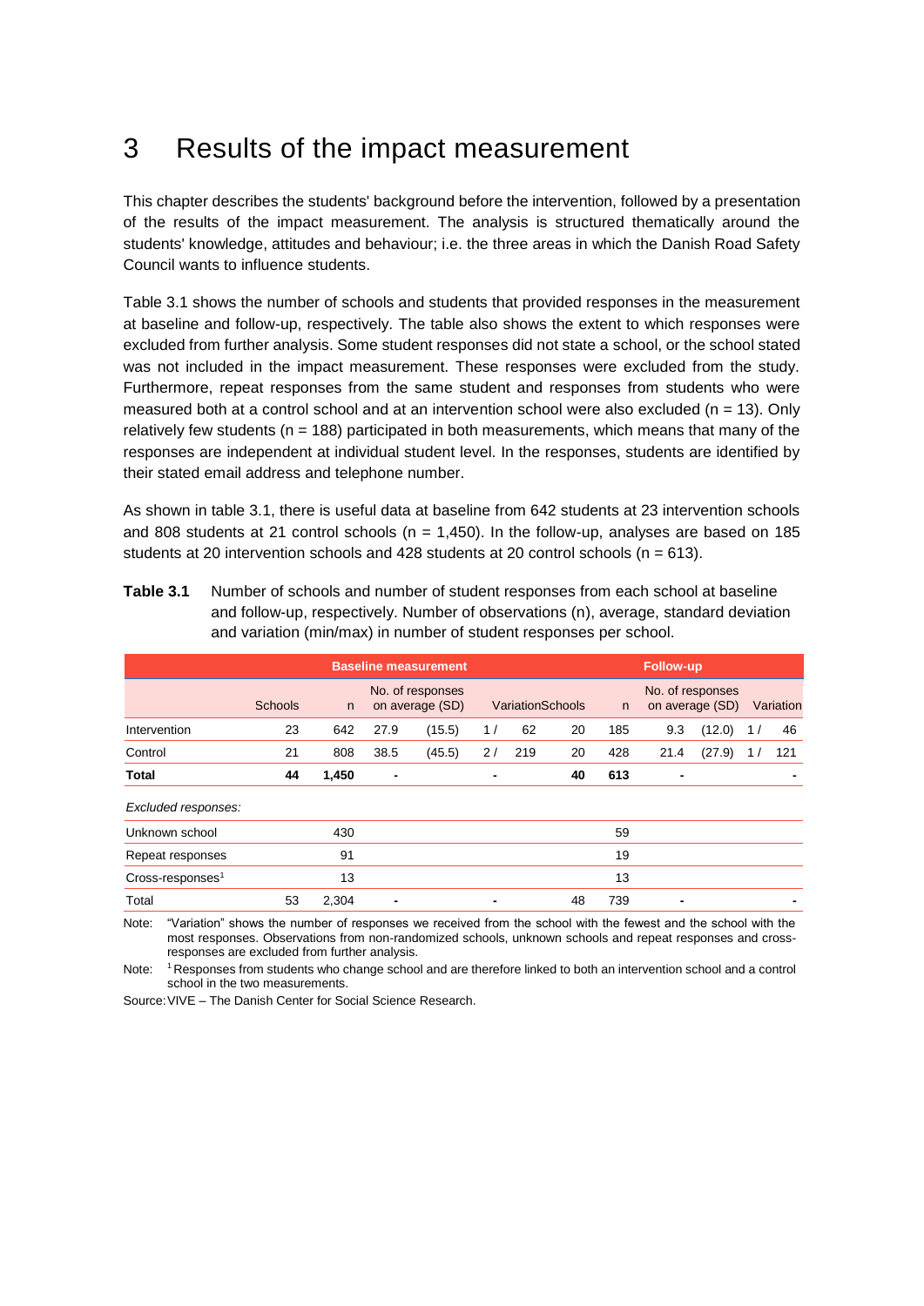# 3 Results of the impact measurement

This chapter describes the students' background before the intervention, followed by a presentation of the results of the impact measurement. The analysis is structured thematically around the students' knowledge, attitudes and behaviour; i.e. the three areas in which the Danish Road Safety Council wants to influence students.

Table 3.1 shows the number of schools and students that provided responses in the measurement at baseline and follow-up, respectively. The table also shows the extent to which responses were excluded from further analysis. Some student responses did not state a school, or the school stated was not included in the impact measurement. These responses were excluded from the study. Furthermore, repeat responses from the same student and responses from students who were measured both at a control school and at an intervention school were also excluded (n = 13). Only relatively few students (n = 188) participated in both measurements, which means that many of the responses are independent at individual student level. In the responses, students are identified by their stated email address and telephone number.

As shown in table 3.1, there is useful data at baseline from 642 students at 23 intervention schools and 808 students at 21 control schools (n = 1,450). In the follow-up, analyses are based on 185 students at 20 intervention schools and 428 students at 20 control schools (n = 613).

**Table 3.1** Number of schools and number of student responses from each school at baseline and follow-up, respectively. Number of observations (n), average, standard deviation and variation (min/max) in number of student responses per school.

| | Baseline measurement | | | | | Follow-up | | | | |
|---|---|---|---|---|---|---|---|---|---|---|
| | Schools | n | No. of responses on average | (SD) | Variation | Schools | n | No. of responses on average | (SD) | Variation |
| Intervention | 23 | 642 | 27.9 | (15.5) | 1 / 62 | 20 | 185 | 9.3 | (12.0) | 1 / 46 |
| Control | 21 | 808 | 38.5 | (45.5) | 2 / 219 | 20 | 428 | 21.4 | (27.9) | 1 / 121 |
| **Total** | **44** | **1,450** | **-** | | **-** | **40** | **613** | **-** | | **-** |
| *Excluded responses:* | | | | | | | | | | |
| Unknown school | | 430 | | | | | 59 | | | |
| Repeat responses | | 91 | | | | | 19 | | | |
| Cross-responses[1] | | 13 | | | | | 13 | | | |
| Total | 53 | 2,304 | - | | - | 48 | 739 | - | | - |

Note: "Variation" shows the number of responses we received from the school with the fewest and the school with the most responses. Observations from non-randomized schools, unknown schools and repeat responses and cross-responses are excluded from further analysis.

Note: [1] Responses from students who change school and are therefore linked to both an intervention school and a control school in the two measurements.

Source: VIVE – The Danish Center for Social Science Research.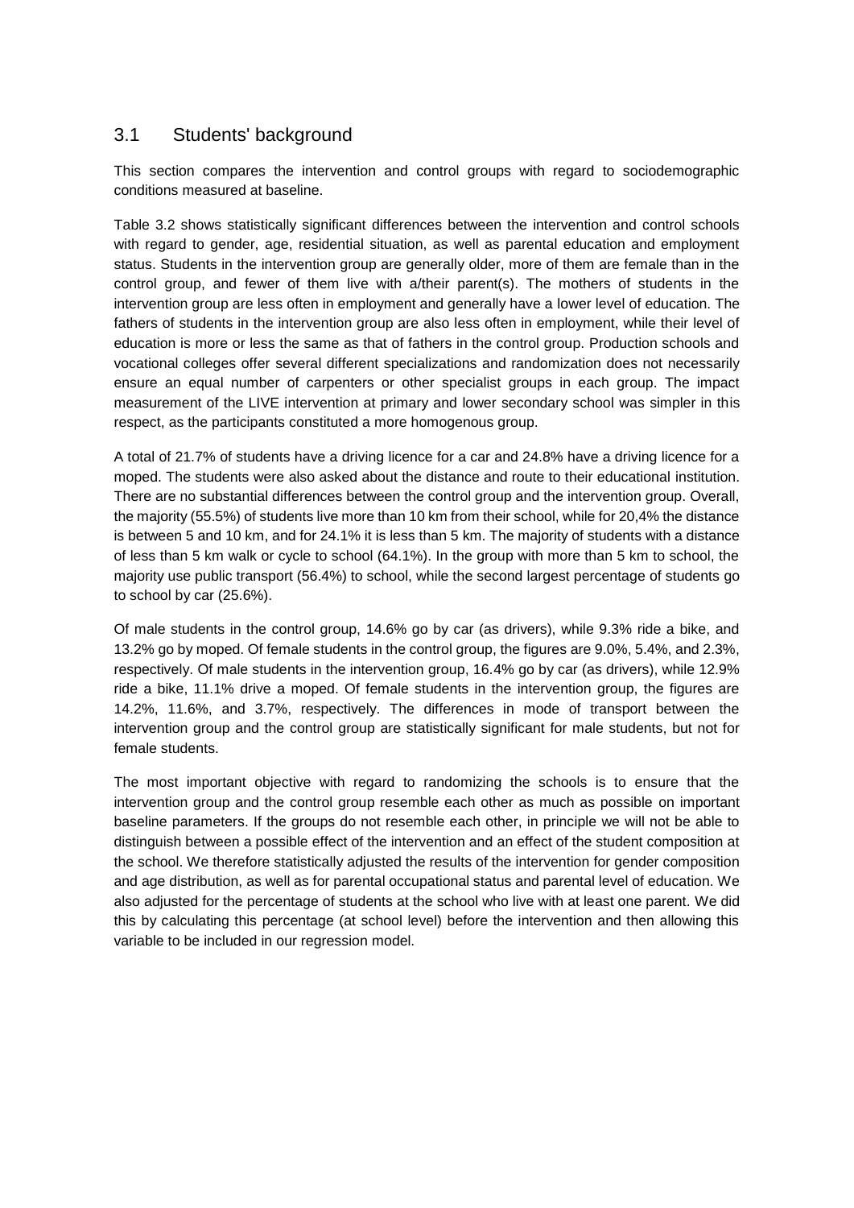## 3.1 Students' background

This section compares the intervention and control groups with regard to sociodemographic conditions measured at baseline.

Table 3.2 shows statistically significant differences between the intervention and control schools with regard to gender, age, residential situation, as well as parental education and employment status. Students in the intervention group are generally older, more of them are female than in the control group, and fewer of them live with a/their parent(s). The mothers of students in the intervention group are less often in employment and generally have a lower level of education. The fathers of students in the intervention group are also less often in employment, while their level of education is more or less the same as that of fathers in the control group. Production schools and vocational colleges offer several different specializations and randomization does not necessarily ensure an equal number of carpenters or other specialist groups in each group. The impact measurement of the LIVE intervention at primary and lower secondary school was simpler in this respect, as the participants constituted a more homogenous group.

A total of 21.7% of students have a driving licence for a car and 24.8% have a driving licence for a moped. The students were also asked about the distance and route to their educational institution. There are no substantial differences between the control group and the intervention group. Overall, the majority (55.5%) of students live more than 10 km from their school, while for 20,4% the distance is between 5 and 10 km, and for 24.1% it is less than 5 km. The majority of students with a distance of less than 5 km walk or cycle to school (64.1%). In the group with more than 5 km to school, the majority use public transport (56.4%) to school, while the second largest percentage of students go to school by car (25.6%).

Of male students in the control group, 14.6% go by car (as drivers), while 9.3% ride a bike, and 13.2% go by moped. Of female students in the control group, the figures are 9.0%, 5.4%, and 2.3%, respectively. Of male students in the intervention group, 16.4% go by car (as drivers), while 12.9% ride a bike, 11.1% drive a moped. Of female students in the intervention group, the figures are 14.2%, 11.6%, and 3.7%, respectively. The differences in mode of transport between the intervention group and the control group are statistically significant for male students, but not for female students.

The most important objective with regard to randomizing the schools is to ensure that the intervention group and the control group resemble each other as much as possible on important baseline parameters. If the groups do not resemble each other, in principle we will not be able to distinguish between a possible effect of the intervention and an effect of the student composition at the school. We therefore statistically adjusted the results of the intervention for gender composition and age distribution, as well as for parental occupational status and parental level of education. We also adjusted for the percentage of students at the school who live with at least one parent. We did this by calculating this percentage (at school level) before the intervention and then allowing this variable to be included in our regression model.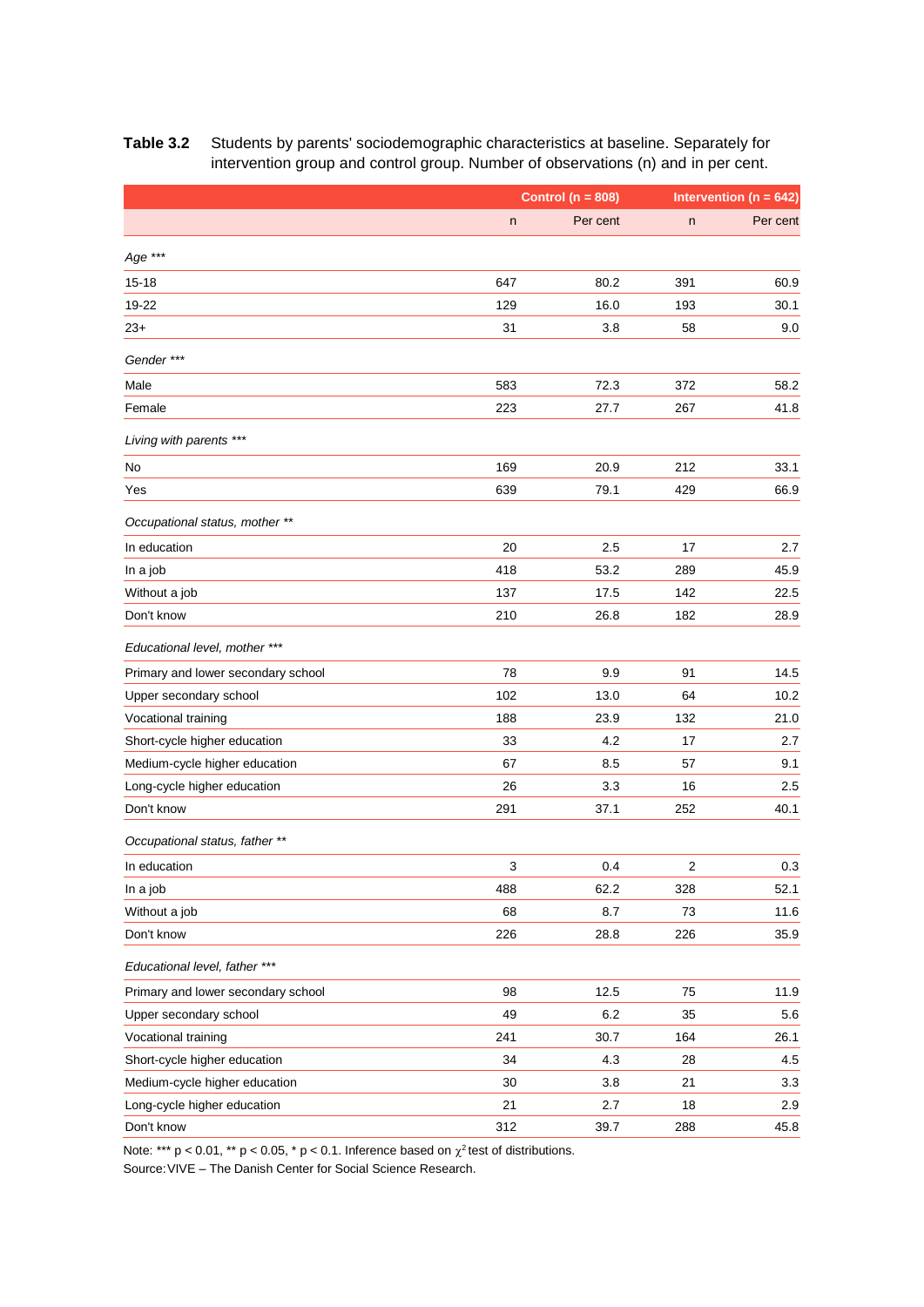**Table 3.2** Students by parents' sociodemographic characteristics at baseline. Separately for intervention group and control group. Number of observations (n) and in per cent.

| | Control (n = 808) | | Intervention (n = 642) | |
|---|---|---|---|---|
| | n | Per cent | n | Per cent |
| *Age \*\*\** | | | | |
| 15-18 | 647 | 80.2 | 391 | 60.9 |
| 19-22 | 129 | 16.0 | 193 | 30.1 |
| 23+ | 31 | 3.8 | 58 | 9.0 |
| *Gender \*\*\** | | | | |
| Male | 583 | 72.3 | 372 | 58.2 |
| Female | 223 | 27.7 | 267 | 41.8 |
| *Living with parents \*\*\** | | | | |
| No | 169 | 20.9 | 212 | 33.1 |
| Yes | 639 | 79.1 | 429 | 66.9 |
| *Occupational status, mother \*\** | | | | |
| In education | 20 | 2.5 | 17 | 2.7 |
| In a job | 418 | 53.2 | 289 | 45.9 |
| Without a job | 137 | 17.5 | 142 | 22.5 |
| Don't know | 210 | 26.8 | 182 | 28.9 |
| *Educational level, mother \*\*\** | | | | |
| Primary and lower secondary school | 78 | 9.9 | 91 | 14.5 |
| Upper secondary school | 102 | 13.0 | 64 | 10.2 |
| Vocational training | 188 | 23.9 | 132 | 21.0 |
| Short-cycle higher education | 33 | 4.2 | 17 | 2.7 |
| Medium-cycle higher education | 67 | 8.5 | 57 | 9.1 |
| Long-cycle higher education | 26 | 3.3 | 16 | 2.5 |
| Don't know | 291 | 37.1 | 252 | 40.1 |
| *Occupational status, father \*\** | | | | |
| In education | 3 | 0.4 | 2 | 0.3 |
| In a job | 488 | 62.2 | 328 | 52.1 |
| Without a job | 68 | 8.7 | 73 | 11.6 |
| Don't know | 226 | 28.8 | 226 | 35.9 |
| *Educational level, father \*\*\** | | | | |
| Primary and lower secondary school | 98 | 12.5 | 75 | 11.9 |
| Upper secondary school | 49 | 6.2 | 35 | 5.6 |
| Vocational training | 241 | 30.7 | 164 | 26.1 |
| Short-cycle higher education | 34 | 4.3 | 28 | 4.5 |
| Medium-cycle higher education | 30 | 3.8 | 21 | 3.3 |
| Long-cycle higher education | 21 | 2.7 | 18 | 2.9 |
| Don't know | 312 | 39.7 | 288 | 45.8 |

Note: *** $p < 0.01$, ** $p < 0.05$, * $p < 0.1$. Inference based on $\chi^2$ test of distributions.
Source: VIVE – The Danish Center for Social Science Research.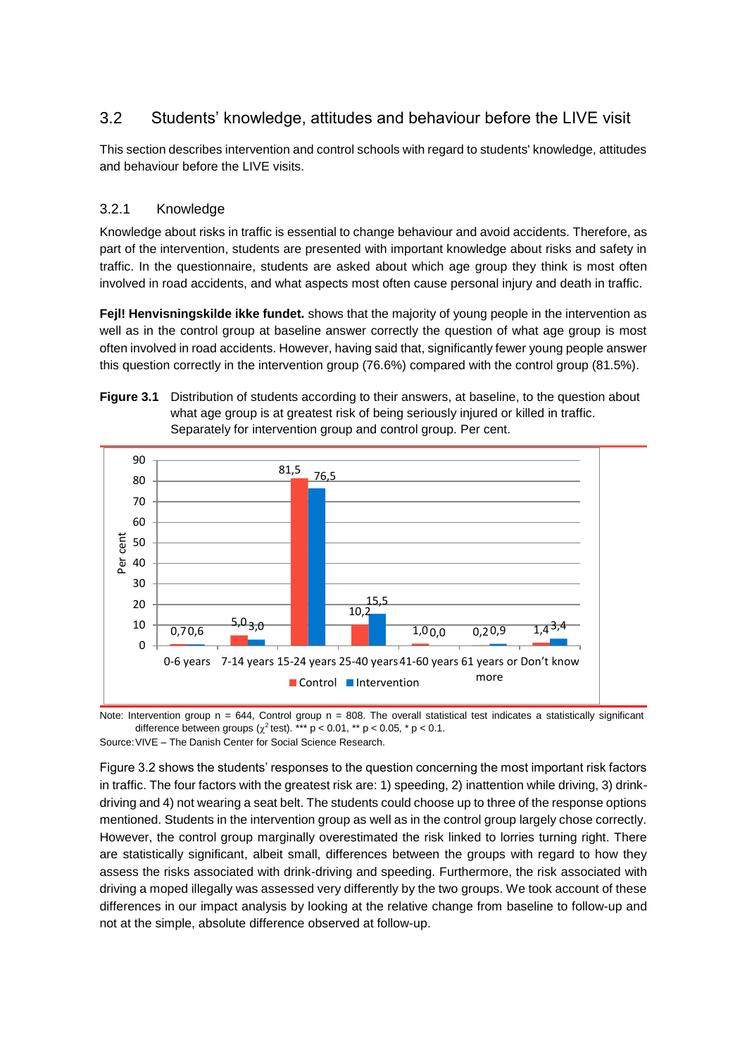## 3.2 Students' knowledge, attitudes and behaviour before the LIVE visit

This section describes intervention and control schools with regard to students' knowledge, attitudes and behaviour before the LIVE visits.

### 3.2.1 Knowledge

Knowledge about risks in traffic is essential to change behaviour and avoid accidents. Therefore, as part of the intervention, students are presented with important knowledge about risks and safety in traffic. In the questionnaire, students are asked about which age group they think is most often involved in road accidents, and what aspects most often cause personal injury and death in traffic.

**Fejl! Henvisningskilde ikke fundet.** shows that the majority of young people in the intervention as well as in the control group at baseline answer correctly the question of what age group is most often involved in road accidents. However, having said that, significantly fewer young people answer this question correctly in the intervention group (76.6%) compared with the control group (81.5%).

**Figure 3.1** Distribution of students according to their answers, at baseline, to the question about what age group is at greatest risk of being seriously injured or killed in traffic. Separately for intervention group and control group. Per cent.

| | Control | Intervention |
|---|---|---|
| 0-6 years | 0,7 | 0,6 |
| 7-14 years | 5,0 | 3,0 |
| 15-24 years | 81,5 | 76,5 |
| 25-40 years | 10,2 | 15,5 |
| 41-60 years | 1,0 | 0,0 |
| 61 years or more | 0,2 | 0,9 |
| Don't know | 1,4 | 3,4 |

Note: Intervention group n = 644, Control group n = 808. The overall statistical test indicates a statistically significant difference between groups ($\chi^2$ test). *** $p < 0.01$, ** $p < 0.05$, * $p < 0.1$.

Source: VIVE – The Danish Center for Social Science Research.

Figure 3.2 shows the students' responses to the question concerning the most important risk factors in traffic. The four factors with the greatest risk are: 1) speeding, 2) inattention while driving, 3) drink-driving and 4) not wearing a seat belt. The students could choose up to three of the response options mentioned. Students in the intervention group as well as in the control group largely chose correctly. However, the control group marginally overestimated the risk linked to lorries turning right. There are statistically significant, albeit small, differences between the groups with regard to how they assess the risks associated with drink-driving and speeding. Furthermore, the risk associated with driving a moped illegally was assessed very differently by the two groups. We took account of these differences in our impact analysis by looking at the relative change from baseline to follow-up and not at the simple, absolute difference observed at follow-up.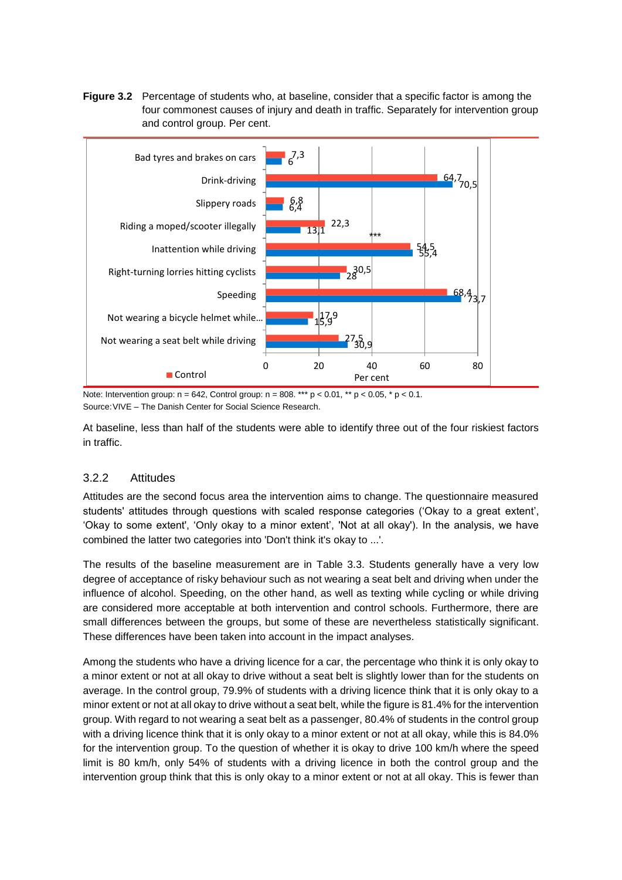**Figure 3.2** Percentage of students who, at baseline, consider that a specific factor is among the four commonest causes of injury and death in traffic. Separately for intervention group and control group. Per cent.

| | Control | |
|---|---|---|
| Bad tyres and brakes on cars | 7,3 | 6 |
| Drink-driving | 64,7 | 70,5 |
| Slippery roads | 6,8 | 6,4 |
| Riding a moped/scooter illegally | 22,3 | 13,1 *** |
| Inattention while driving | 54,5 | 55,4 |
| Right-turning lorries hitting cyclists | 30,5 | 28 |
| Speeding | 68,4 | 73,7 |
| Not wearing a bicycle helmet while... | 17,9 | 15,9 |
| Not wearing a seat belt while driving | 27,5 | 30,9 |

Per cent

Note: Intervention group: n = 642, Control group: n = 808. *** p < 0.01, ** p < 0.05, * p < 0.1.
Source: VIVE – The Danish Center for Social Science Research.

At baseline, less than half of the students were able to identify three out of the four riskiest factors in traffic.

### 3.2.2 Attitudes

Attitudes are the second focus area the intervention aims to change. The questionnaire measured students' attitudes through questions with scaled response categories ('Okay to a great extent', 'Okay to some extent', 'Only okay to a minor extent', 'Not at all okay'). In the analysis, we have combined the latter two categories into 'Don't think it's okay to ...'.

The results of the baseline measurement are in Table 3.3. Students generally have a very low degree of acceptance of risky behaviour such as not wearing a seat belt and driving when under the influence of alcohol. Speeding, on the other hand, as well as texting while cycling or while driving are considered more acceptable at both intervention and control schools. Furthermore, there are small differences between the groups, but some of these are nevertheless statistically significant. These differences have been taken into account in the impact analyses.

Among the students who have a driving licence for a car, the percentage who think it is only okay to a minor extent or not at all okay to drive without a seat belt is slightly lower than for the students on average. In the control group, 79.9% of students with a driving licence think that it is only okay to a minor extent or not at all okay to drive without a seat belt, while the figure is 81.4% for the intervention group. With regard to not wearing a seat belt as a passenger, 80.4% of students in the control group with a driving licence think that it is only okay to a minor extent or not at all okay, while this is 84.0% for the intervention group. To the question of whether it is okay to drive 100 km/h where the speed limit is 80 km/h, only 54% of students with a driving licence in both the control group and the intervention group think that this is only okay to a minor extent or not at all okay. This is fewer than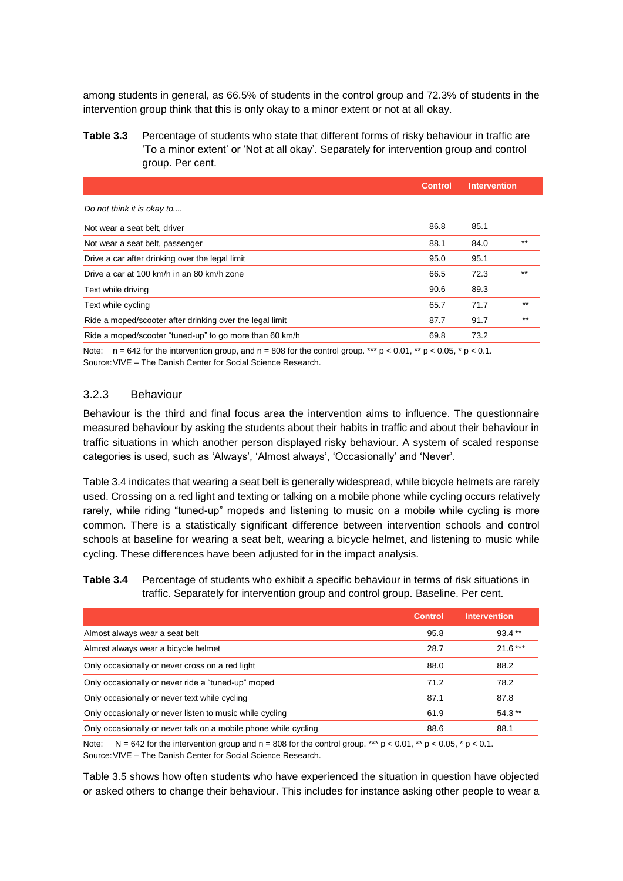among students in general, as 66.5% of students in the control group and 72.3% of students in the intervention group think that this is only okay to a minor extent or not at all okay.

**Table 3.3** Percentage of students who state that different forms of risky behaviour in traffic are 'To a minor extent' or 'Not at all okay'. Separately for intervention group and control group. Per cent.

| | Control | Intervention | |
|---|---|---|---|
| *Do not think it is okay to....* | | | |
| Not wear a seat belt, driver | 86.8 | 85.1 | |
| Not wear a seat belt, passenger | 88.1 | 84.0 | ** |
| Drive a car after drinking over the legal limit | 95.0 | 95.1 | |
| Drive a car at 100 km/h in an 80 km/h zone | 66.5 | 72.3 | ** |
| Text while driving | 90.6 | 89.3 | |
| Text while cycling | 65.7 | 71.7 | ** |
| Ride a moped/scooter after drinking over the legal limit | 87.7 | 91.7 | ** |
| Ride a moped/scooter "tuned-up" to go more than 60 km/h | 69.8 | 73.2 | |

Note: n = 642 for the intervention group, and n = 808 for the control group. *** p < 0.01, ** p < 0.05, * p < 0.1.
Source: VIVE – The Danish Center for Social Science Research.

### 3.2.3 Behaviour

Behaviour is the third and final focus area the intervention aims to influence. The questionnaire measured behaviour by asking the students about their habits in traffic and about their behaviour in traffic situations in which another person displayed risky behaviour. A system of scaled response categories is used, such as 'Always', 'Almost always', 'Occasionally' and 'Never'.

Table 3.4 indicates that wearing a seat belt is generally widespread, while bicycle helmets are rarely used. Crossing on a red light and texting or talking on a mobile phone while cycling occurs relatively rarely, while riding "tuned-up" mopeds and listening to music on a mobile while cycling is more common. There is a statistically significant difference between intervention schools and control schools at baseline for wearing a seat belt, wearing a bicycle helmet, and listening to music while cycling. These differences have been adjusted for in the impact analysis.

**Table 3.4** Percentage of students who exhibit a specific behaviour in terms of risk situations in traffic. Separately for intervention group and control group. Baseline. Per cent.

| | Control | Intervention |
|---|---|---|
| Almost always wear a seat belt | 95.8 | 93.4 ** |
| Almost always wear a bicycle helmet | 28.7 | 21.6 *** |
| Only occasionally or never cross on a red light | 88.0 | 88.2 |
| Only occasionally or never ride a "tuned-up" moped | 71.2 | 78.2 |
| Only occasionally or never text while cycling | 87.1 | 87.8 |
| Only occasionally or never listen to music while cycling | 61.9 | 54.3 ** |
| Only occasionally or never talk on a mobile phone while cycling | 88.6 | 88.1 |

Note: N = 642 for the intervention group and n = 808 for the control group. *** p < 0.01, ** p < 0.05, * p < 0.1.
Source: VIVE – The Danish Center for Social Science Research.

Table 3.5 shows how often students who have experienced the situation in question have objected or asked others to change their behaviour. This includes for instance asking other people to wear a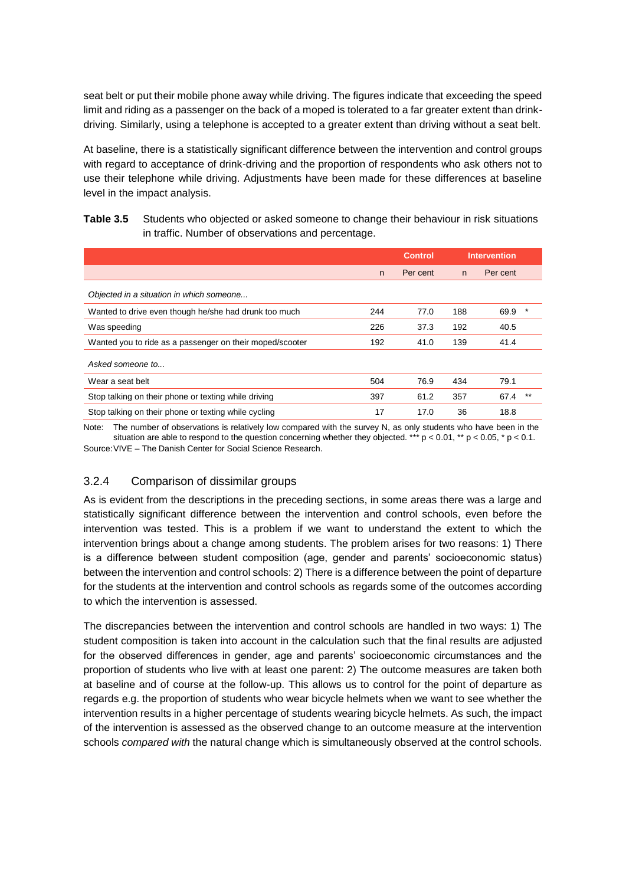seat belt or put their mobile phone away while driving. The figures indicate that exceeding the speed limit and riding as a passenger on the back of a moped is tolerated to a far greater extent than drink-driving. Similarly, using a telephone is accepted to a greater extent than driving without a seat belt.

At baseline, there is a statistically significant difference between the intervention and control groups with regard to acceptance of drink-driving and the proportion of respondents who ask others not to use their telephone while driving. Adjustments have been made for these differences at baseline level in the impact analysis.

**Table 3.5** Students who objected or asked someone to change their behaviour in risk situations in traffic. Number of observations and percentage.

| | Control | | Intervention | | |
|---|---|---|---|---|---|
| | n | Per cent | n | Per cent | |
| *Objected in a situation in which someone...* | | | | | |
| Wanted to drive even though he/she had drunk too much | 244 | 77.0 | 188 | 69.9 | * |
| Was speeding | 226 | 37.3 | 192 | 40.5 | |
| Wanted you to ride as a passenger on their moped/scooter | 192 | 41.0 | 139 | 41.4 | |
| *Asked someone to...* | | | | | |
| Wear a seat belt | 504 | 76.9 | 434 | 79.1 | |
| Stop talking on their phone or texting while driving | 397 | 61.2 | 357 | 67.4 | ** |
| Stop talking on their phone or texting while cycling | 17 | 17.0 | 36 | 18.8 | |

Note: The number of observations is relatively low compared with the survey N, as only students who have been in the situation are able to respond to the question concerning whether they objected. *** $p < 0.01$, ** $p < 0.05$, * $p < 0.1$.
Source: VIVE – The Danish Center for Social Science Research.

### 3.2.4 Comparison of dissimilar groups

As is evident from the descriptions in the preceding sections, in some areas there was a large and statistically significant difference between the intervention and control schools, even before the intervention was tested. This is a problem if we want to understand the extent to which the intervention brings about a change among students. The problem arises for two reasons: 1) There is a difference between student composition (age, gender and parents' socioeconomic status) between the intervention and control schools: 2) There is a difference between the point of departure for the students at the intervention and control schools as regards some of the outcomes according to which the intervention is assessed.

The discrepancies between the intervention and control schools are handled in two ways: 1) The student composition is taken into account in the calculation such that the final results are adjusted for the observed differences in gender, age and parents' socioeconomic circumstances and the proportion of students who live with at least one parent: 2) The outcome measures are taken both at baseline and of course at the follow-up. This allows us to control for the point of departure as regards e.g. the proportion of students who wear bicycle helmets when we want to see whether the intervention results in a higher percentage of students wearing bicycle helmets. As such, the impact of the intervention is assessed as the observed change to an outcome measure at the intervention schools *compared with* the natural change which is simultaneously observed at the control schools.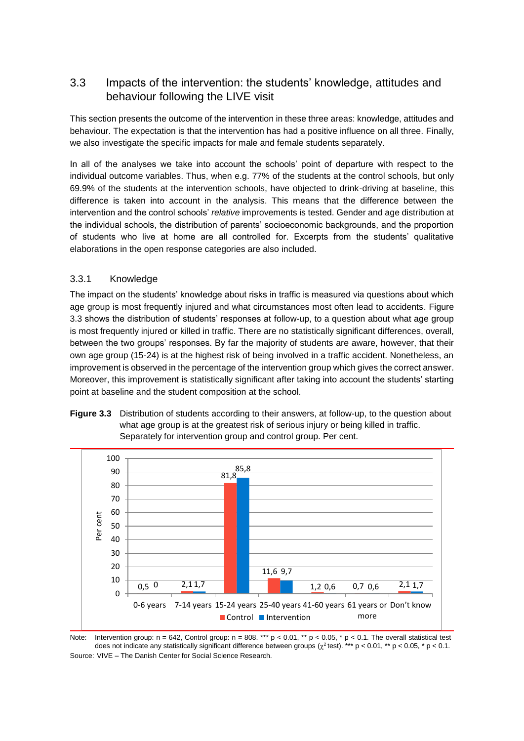## 3.3 Impacts of the intervention: the students' knowledge, attitudes and behaviour following the LIVE visit

This section presents the outcome of the intervention in these three areas: knowledge, attitudes and behaviour. The expectation is that the intervention has had a positive influence on all three. Finally, we also investigate the specific impacts for male and female students separately.

In all of the analyses we take into account the schools' point of departure with respect to the individual outcome variables. Thus, when e.g. 77% of the students at the control schools, but only 69.9% of the students at the intervention schools, have objected to drink-driving at baseline, this difference is taken into account in the analysis. This means that the difference between the intervention and the control schools' *relative* improvements is tested. Gender and age distribution at the individual schools, the distribution of parents' socioeconomic backgrounds, and the proportion of students who live at home are all controlled for. Excerpts from the students' qualitative elaborations in the open response categories are also included.

### 3.3.1 Knowledge

The impact on the students' knowledge about risks in traffic is measured via questions about which age group is most frequently injured and what circumstances most often lead to accidents. Figure 3.3 shows the distribution of students' responses at follow-up, to a question about what age group is most frequently injured or killed in traffic. There are no statistically significant differences, overall, between the two groups' responses. By far the majority of students are aware, however, that their own age group (15-24) is at the highest risk of being involved in a traffic accident. Nonetheless, an improvement is observed in the percentage of the intervention group which gives the correct answer. Moreover, this improvement is statistically significant after taking into account the students' starting point at baseline and the student composition at the school.

**Figure 3.3** Distribution of students according to their answers, at follow-up, to the question about what age group is at the greatest risk of serious injury or being killed in traffic. Separately for intervention group and control group. Per cent.

| Age group | Control | Intervention |
|---|---|---|
| 0-6 years | 0,5 | 0 |
| 7-14 years | 2,1 | 1,7 |
| 15-24 years | 81,8 | 85,8 |
| 25-40 years | 11,6 | 9,7 |
| 41-60 years | 1,2 | 0,6 |
| 61 years or more | 0,7 | 0,6 |
| Don't know | 2,1 | 1,7 |

Note: Intervention group: n = 642, Control group: n = 808. *** $p < 0.01$, ** $p < 0.05$, * $p < 0.1$. The overall statistical test does not indicate any statistically significant difference between groups ($\chi^2$ test). *** $p < 0.01$, ** $p < 0.05$, * $p < 0.1$.

Source: VIVE – The Danish Center for Social Science Research.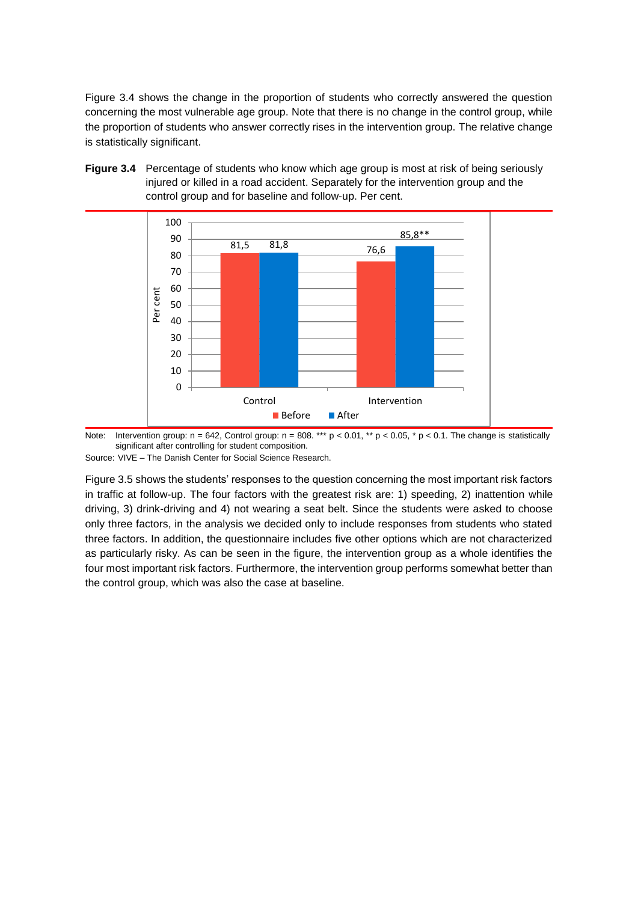Figure 3.4 shows the change in the proportion of students who correctly answered the question concerning the most vulnerable age group. Note that there is no change in the control group, while the proportion of students who answer correctly rises in the intervention group. The relative change is statistically significant.

**Figure 3.4** Percentage of students who know which age group is most at risk of being seriously injured or killed in a road accident. Separately for the intervention group and the control group and for baseline and follow-up. Per cent.

| | Before | After |
|---|---|---|
| Control | 81,5 | 81,8 |
| Intervention | 76,6 | 85,8** |

Note: Intervention group: n = 642, Control group: n = 808. *** $p < 0.01$, ** $p < 0.05$, * $p < 0.1$. The change is statistically significant after controlling for student composition.

Source: VIVE – The Danish Center for Social Science Research.

Figure 3.5 shows the students' responses to the question concerning the most important risk factors in traffic at follow-up. The four factors with the greatest risk are: 1) speeding, 2) inattention while driving, 3) drink-driving and 4) not wearing a seat belt. Since the students were asked to choose only three factors, in the analysis we decided only to include responses from students who stated three factors. In addition, the questionnaire includes five other options which are not characterized as particularly risky. As can be seen in the figure, the intervention group as a whole identifies the four most important risk factors. Furthermore, the intervention group performs somewhat better than the control group, which was also the case at baseline.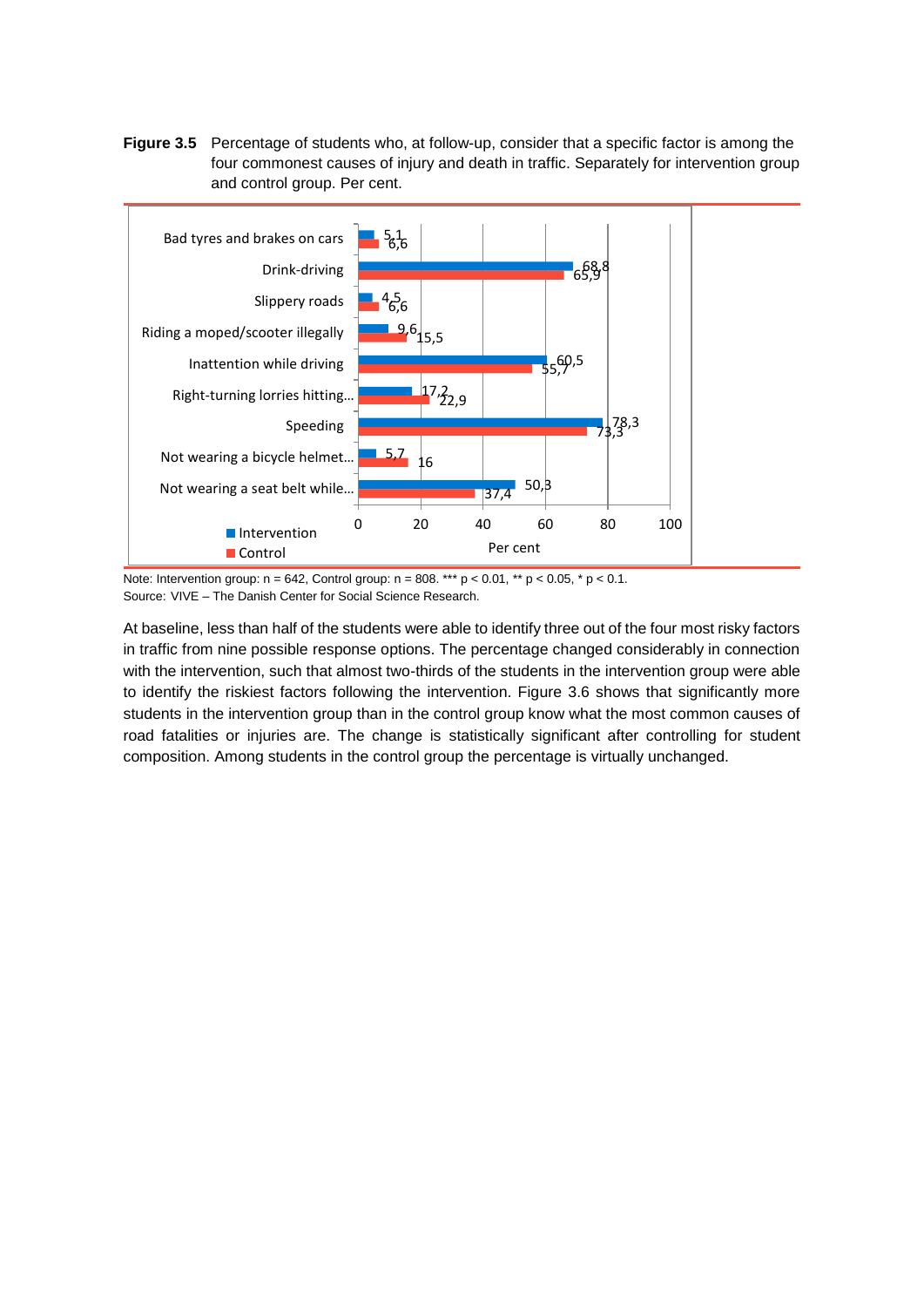**Figure 3.5** Percentage of students who, at follow-up, consider that a specific factor is among the four commonest causes of injury and death in traffic. Separately for intervention group and control group. Per cent.

| Factor | Intervention | Control |
|---|---|---|
| Bad tyres and brakes on cars | 5,1 | 6,6 |
| Drink-driving | 68,8 | 65,9 |
| Slippery roads | 4,5 | 6,6 |
| Riding a moped/scooter illegally | 9,6 | 15,5 |
| Inattention while driving | 60,5 | 55,7 |
| Right-turning lorries hitting… | 17,2 | 22,9 |
| Speeding | 78,3 | 73,3 |
| Not wearing a bicycle helmet… | 5,7 | 16 |
| Not wearing a seat belt while… | 50,3 | 37,4 |

Note: Intervention group: n = 642, Control group: n = 808. *** $p < 0.01$, ** $p < 0.05$, * $p < 0.1$.
Source: VIVE – The Danish Center for Social Science Research.

At baseline, less than half of the students were able to identify three out of the four most risky factors in traffic from nine possible response options. The percentage changed considerably in connection with the intervention, such that almost two-thirds of the students in the intervention group were able to identify the riskiest factors following the intervention. Figure 3.6 shows that significantly more students in the intervention group than in the control group know what the most common causes of road fatalities or injuries are. The change is statistically significant after controlling for student composition. Among students in the control group the percentage is virtually unchanged.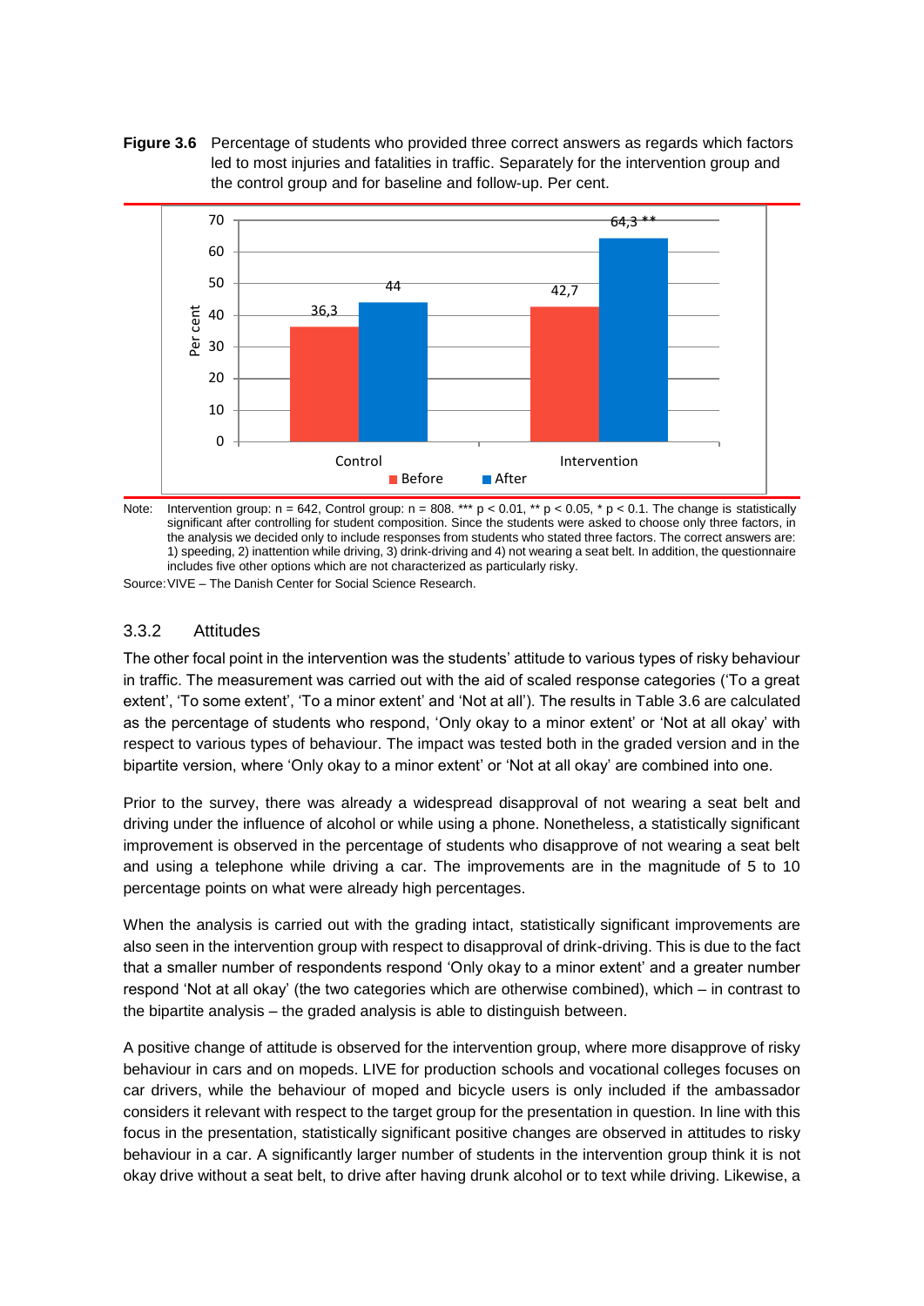**Figure 3.6** Percentage of students who provided three correct answers as regards which factors led to most injuries and fatalities in traffic. Separately for the intervention group and the control group and for baseline and follow-up. Per cent.

| | Before | After |
|---|---|---|
| Control | 36,3 | 44 |
| Intervention | 42,7 | 64,3 ** |

Note: Intervention group: n = 642, Control group: n = 808. *** p < 0.01, ** p < 0.05, * p < 0.1. The change is statistically significant after controlling for student composition. Since the students were asked to choose only three factors, in the analysis we decided only to include responses from students who stated three factors. The correct answers are: 1) speeding, 2) inattention while driving, 3) drink-driving and 4) not wearing a seat belt. In addition, the questionnaire includes five other options which are not characterized as particularly risky.

Source: VIVE – The Danish Center for Social Science Research.

### 3.3.2 Attitudes

The other focal point in the intervention was the students' attitude to various types of risky behaviour in traffic. The measurement was carried out with the aid of scaled response categories ('To a great extent', 'To some extent', 'To a minor extent' and 'Not at all'). The results in Table 3.6 are calculated as the percentage of students who respond, 'Only okay to a minor extent' or 'Not at all okay' with respect to various types of behaviour. The impact was tested both in the graded version and in the bipartite version, where 'Only okay to a minor extent' or 'Not at all okay' are combined into one.

Prior to the survey, there was already a widespread disapproval of not wearing a seat belt and driving under the influence of alcohol or while using a phone. Nonetheless, a statistically significant improvement is observed in the percentage of students who disapprove of not wearing a seat belt and using a telephone while driving a car. The improvements are in the magnitude of 5 to 10 percentage points on what were already high percentages.

When the analysis is carried out with the grading intact, statistically significant improvements are also seen in the intervention group with respect to disapproval of drink-driving. This is due to the fact that a smaller number of respondents respond 'Only okay to a minor extent' and a greater number respond 'Not at all okay' (the two categories which are otherwise combined), which – in contrast to the bipartite analysis – the graded analysis is able to distinguish between.

A positive change of attitude is observed for the intervention group, where more disapprove of risky behaviour in cars and on mopeds. LIVE for production schools and vocational colleges focuses on car drivers, while the behaviour of moped and bicycle users is only included if the ambassador considers it relevant with respect to the target group for the presentation in question. In line with this focus in the presentation, statistically significant positive changes are observed in attitudes to risky behaviour in a car. A significantly larger number of students in the intervention group think it is not okay drive without a seat belt, to drive after having drunk alcohol or to text while driving. Likewise, a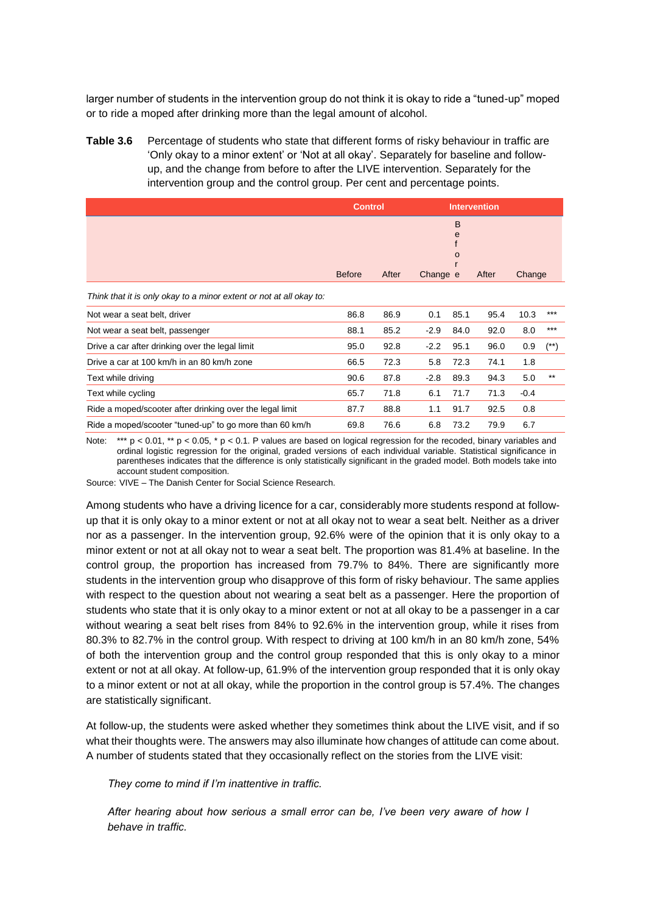larger number of students in the intervention group do not think it is okay to ride a "tuned-up" moped or to ride a moped after drinking more than the legal amount of alcohol.

**Table 3.6** Percentage of students who state that different forms of risky behaviour in traffic are 'Only okay to a minor extent' or 'Not at all okay'. Separately for baseline and follow-up, and the change from before to after the LIVE intervention. Separately for the intervention group and the control group. Per cent and percentage points.

| | Control | | | Intervention | | | |
|---|---|---|---|---|---|---|---|
| | Before | After | Change | Before | After | Change | |
| *Think that it is only okay to a minor extent or not at all okay to:* | | | | | | | |
| Not wear a seat belt, driver | 86.8 | 86.9 | 0.1 | 85.1 | 95.4 | 10.3 | *** |
| Not wear a seat belt, passenger | 88.1 | 85.2 | -2.9 | 84.0 | 92.0 | 8.0 | *** |
| Drive a car after drinking over the legal limit | 95.0 | 92.8 | -2.2 | 95.1 | 96.0 | 0.9 | (**) |
| Drive a car at 100 km/h in an 80 km/h zone | 66.5 | 72.3 | 5.8 | 72.3 | 74.1 | 1.8 | |
| Text while driving | 90.6 | 87.8 | -2.8 | 89.3 | 94.3 | 5.0 | ** |
| Text while cycling | 65.7 | 71.8 | 6.1 | 71.7 | 71.3 | -0.4 | |
| Ride a moped/scooter after drinking over the legal limit | 87.7 | 88.8 | 1.1 | 91.7 | 92.5 | 0.8 | |
| Ride a moped/scooter "tuned-up" to go more than 60 km/h | 69.8 | 76.6 | 6.8 | 73.2 | 79.9 | 6.7 | |

Note: *** $p < 0.01$, ** $p < 0.05$, * $p < 0.1$. P values are based on logical regression for the recoded, binary variables and ordinal logistic regression for the original, graded versions of each individual variable. Statistical significance in parentheses indicates that the difference is only statistically significant in the graded model. Both models take into account student composition.

Source: VIVE – The Danish Center for Social Science Research.

Among students who have a driving licence for a car, considerably more students respond at follow-up that it is only okay to a minor extent or not at all okay not to wear a seat belt. Neither as a driver nor as a passenger. In the intervention group, 92.6% were of the opinion that it is only okay to a minor extent or not at all okay not to wear a seat belt. The proportion was 81.4% at baseline. In the control group, the proportion has increased from 79.7% to 84%. There are significantly more students in the intervention group who disapprove of this form of risky behaviour. The same applies with respect to the question about not wearing a seat belt as a passenger. Here the proportion of students who state that it is only okay to a minor extent or not at all okay to be a passenger in a car without wearing a seat belt rises from 84% to 92.6% in the intervention group, while it rises from 80.3% to 82.7% in the control group. With respect to driving at 100 km/h in an 80 km/h zone, 54% of both the intervention group and the control group responded that this is only okay to a minor extent or not at all okay. At follow-up, 61.9% of the intervention group responded that it is only okay to a minor extent or not at all okay, while the proportion in the control group is 57.4%. The changes are statistically significant.

At follow-up, the students were asked whether they sometimes think about the LIVE visit, and if so what their thoughts were. The answers may also illuminate how changes of attitude can come about. A number of students stated that they occasionally reflect on the stories from the LIVE visit:

*They come to mind if I'm inattentive in traffic.*

*After hearing about how serious a small error can be, I've been very aware of how I behave in traffic.*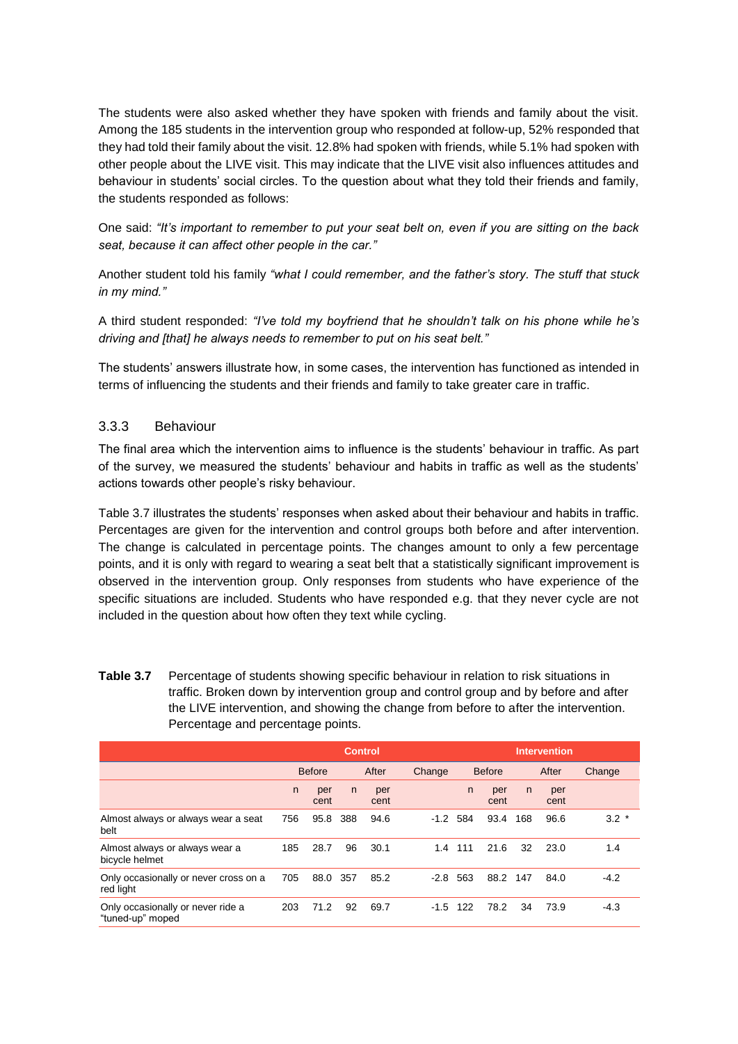The students were also asked whether they have spoken with friends and family about the visit. Among the 185 students in the intervention group who responded at follow-up, 52% responded that they had told their family about the visit. 12.8% had spoken with friends, while 5.1% had spoken with other people about the LIVE visit. This may indicate that the LIVE visit also influences attitudes and behaviour in students' social circles. To the question about what they told their friends and family, the students responded as follows:

One said: *"It's important to remember to put your seat belt on, even if you are sitting on the back seat, because it can affect other people in the car."*

Another student told his family *"what I could remember, and the father's story. The stuff that stuck in my mind."*

A third student responded: *"I've told my boyfriend that he shouldn't talk on his phone while he's driving and [that] he always needs to remember to put on his seat belt."*

The students' answers illustrate how, in some cases, the intervention has functioned as intended in terms of influencing the students and their friends and family to take greater care in traffic.

### 3.3.3 Behaviour

The final area which the intervention aims to influence is the students' behaviour in traffic. As part of the survey, we measured the students' behaviour and habits in traffic as well as the students' actions towards other people's risky behaviour.

Table 3.7 illustrates the students' responses when asked about their behaviour and habits in traffic. Percentages are given for the intervention and control groups both before and after intervention. The change is calculated in percentage points. The changes amount to only a few percentage points, and it is only with regard to wearing a seat belt that a statistically significant improvement is observed in the intervention group. Only responses from students who have experience of the specific situations are included. Students who have responded e.g. that they never cycle are not included in the question about how often they text while cycling.

**Table 3.7** Percentage of students showing specific behaviour in relation to risk situations in traffic. Broken down by intervention group and control group and by before and after the LIVE intervention, and showing the change from before to after the intervention. Percentage and percentage points.

| | Control | | | | | Intervention | | | | |
|---|---|---|---|---|---|---|---|---|---|---|
| | Before | | After | | Change | Before | | After | | Change |
| | n | per cent | n | per cent | | n | per cent | n | per cent | |
| Almost always or always wear a seat belt | 756 | 95.8 | 388 | 94.6 | -1.2 | 584 | 93.4 | 168 | 96.6 | 3.2 * |
| Almost always or always wear a bicycle helmet | 185 | 28.7 | 96 | 30.1 | 1.4 | 111 | 21.6 | 32 | 23.0 | 1.4 |
| Only occasionally or never cross on a red light | 705 | 88.0 | 357 | 85.2 | -2.8 | 563 | 88.2 | 147 | 84.0 | -4.2 |
| Only occasionally or never ride a "tuned-up" moped | 203 | 71.2 | 92 | 69.7 | -1.5 | 122 | 78.2 | 34 | 73.9 | -4.3 |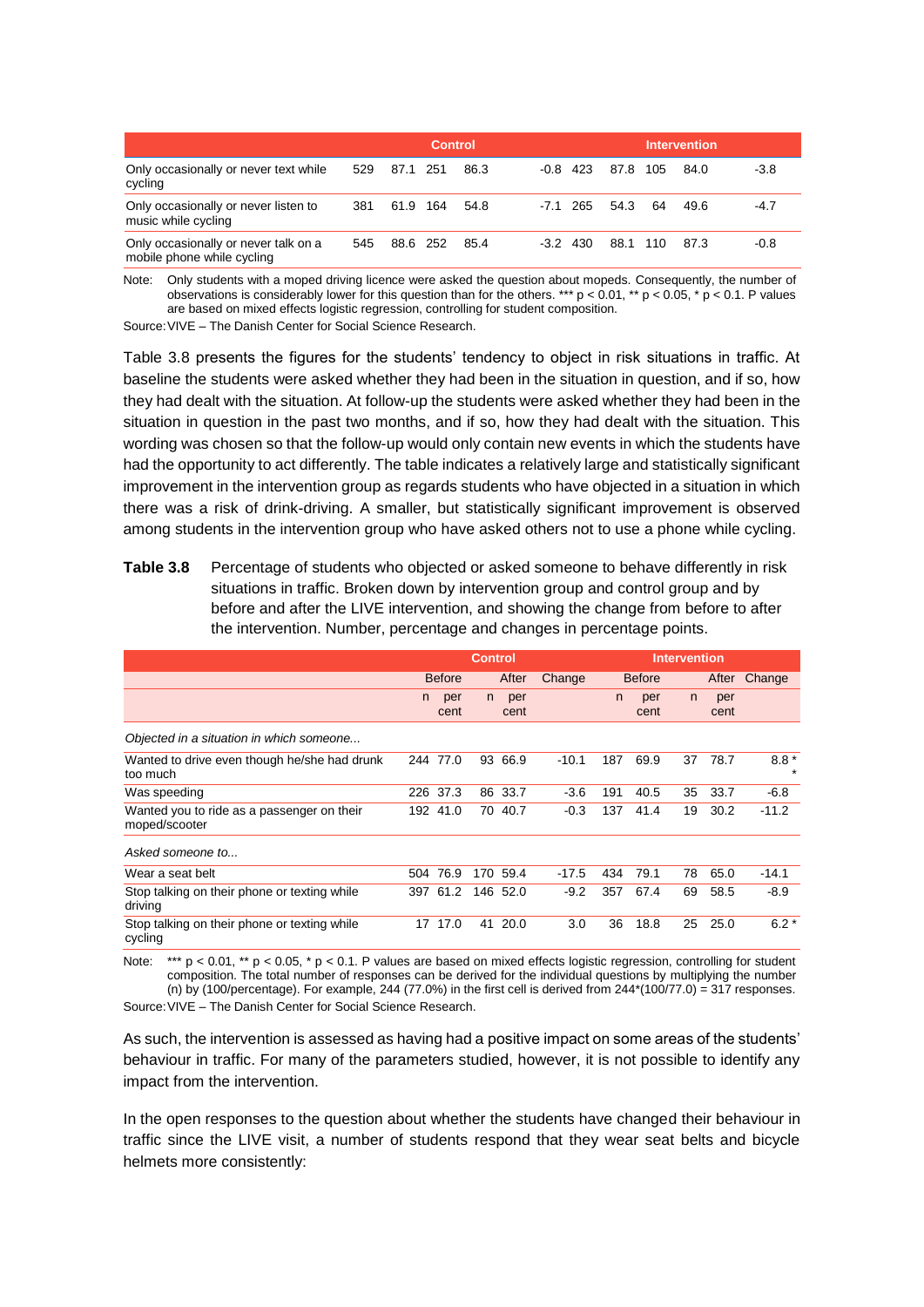| | Control | | | | | Intervention | | | | |
|---|---|---|---|---|---|---|---|---|---|---|
| Only occasionally or never text while cycling | 529 | 87.1 | 251 | 86.3 | -0.8 | 423 | 87.8 | 105 | 84.0 | -3.8 |
| Only occasionally or never listen to music while cycling | 381 | 61.9 | 164 | 54.8 | -7.1 | 265 | 54.3 | 64 | 49.6 | -4.7 |
| Only occasionally or never talk on a mobile phone while cycling | 545 | 88.6 | 252 | 85.4 | -3.2 | 430 | 88.1 | 110 | 87.3 | -0.8 |

Note: Only students with a moped driving licence were asked the question about mopeds. Consequently, the number of observations is considerably lower for this question than for the others. *** p < 0.01, ** p < 0.05, * p < 0.1. P values are based on mixed effects logistic regression, controlling for student composition.

Source: VIVE – The Danish Center for Social Science Research.

Table 3.8 presents the figures for the students' tendency to object in risk situations in traffic. At baseline the students were asked whether they had been in the situation in question, and if so, how they had dealt with the situation. At follow-up the students were asked whether they had been in the situation in question in the past two months, and if so, how they had dealt with the situation. This wording was chosen so that the follow-up would only contain new events in which the students have had the opportunity to act differently. The table indicates a relatively large and statistically significant improvement in the intervention group as regards students who have objected in a situation in which there was a risk of drink-driving. A smaller, but statistically significant improvement is observed among students in the intervention group who have asked others not to use a phone while cycling.

**Table 3.8** Percentage of students who objected or asked someone to behave differently in risk situations in traffic. Broken down by intervention group and control group and by before and after the LIVE intervention, and showing the change from before to after the intervention. Number, percentage and changes in percentage points.

| | Control | | | | | Intervention | | | | |
|---|---|---|---|---|---|---|---|---|---|---|
| | Before | | After | | Change | Before | | After | | Change |
| | n | per cent | n | per cent | | n | per cent | n | per cent | |
| *Objected in a situation in which someone...* | | | | | | | | | | |
| Wanted to drive even though he/she had drunk too much | 244 | 77.0 | 93 | 66.9 | -10.1 | 187 | 69.9 | 37 | 78.7 | 8.8 ** |
| Was speeding | 226 | 37.3 | 86 | 33.7 | -3.6 | 191 | 40.5 | 35 | 33.7 | -6.8 |
| Wanted you to ride as a passenger on their moped/scooter | 192 | 41.0 | 70 | 40.7 | -0.3 | 137 | 41.4 | 19 | 30.2 | -11.2 |
| *Asked someone to...* | | | | | | | | | | |
| Wear a seat belt | 504 | 76.9 | 170 | 59.4 | -17.5 | 434 | 79.1 | 78 | 65.0 | -14.1 |
| Stop talking on their phone or texting while driving | 397 | 61.2 | 146 | 52.0 | -9.2 | 357 | 67.4 | 69 | 58.5 | -8.9 |
| Stop talking on their phone or texting while cycling | 17 | 17.0 | 41 | 20.0 | 3.0 | 36 | 18.8 | 25 | 25.0 | 6.2 * |

Note: *** p < 0.01, ** p < 0.05, * p < 0.1. P values are based on mixed effects logistic regression, controlling for student composition. The total number of responses can be derived for the individual questions by multiplying the number (n) by (100/percentage). For example, 244 (77.0%) in the first cell is derived from 244*(100/77.0) = 317 responses.

Source: VIVE – The Danish Center for Social Science Research.

As such, the intervention is assessed as having had a positive impact on some areas of the students' behaviour in traffic. For many of the parameters studied, however, it is not possible to identify any impact from the intervention.

In the open responses to the question about whether the students have changed their behaviour in traffic since the LIVE visit, a number of students respond that they wear seat belts and bicycle helmets more consistently: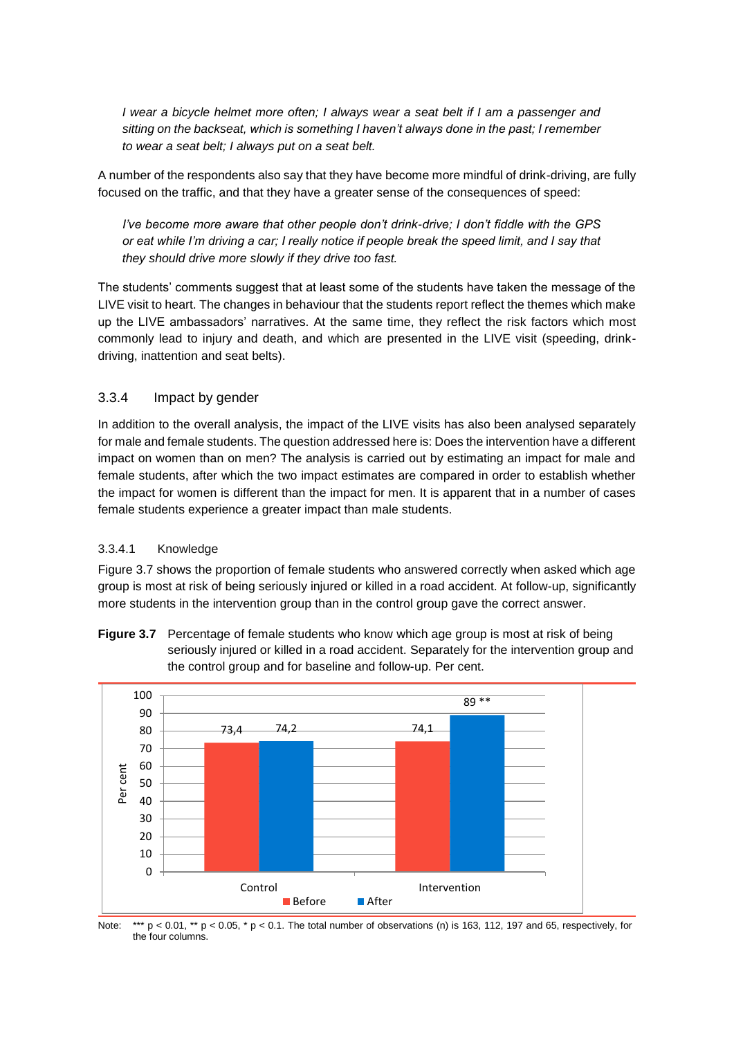*I wear a bicycle helmet more often; I always wear a seat belt if I am a passenger and sitting on the backseat, which is something I haven't always done in the past; I remember to wear a seat belt; I always put on a seat belt.*

A number of the respondents also say that they have become more mindful of drink-driving, are fully focused on the traffic, and that they have a greater sense of the consequences of speed:

*I've become more aware that other people don't drink-drive; I don't fiddle with the GPS or eat while I'm driving a car; I really notice if people break the speed limit, and I say that they should drive more slowly if they drive too fast.*

The students' comments suggest that at least some of the students have taken the message of the LIVE visit to heart. The changes in behaviour that the students report reflect the themes which make up the LIVE ambassadors' narratives. At the same time, they reflect the risk factors which most commonly lead to injury and death, and which are presented in the LIVE visit (speeding, drink-driving, inattention and seat belts).

### 3.3.4 Impact by gender

In addition to the overall analysis, the impact of the LIVE visits has also been analysed separately for male and female students. The question addressed here is: Does the intervention have a different impact on women than on men? The analysis is carried out by estimating an impact for male and female students, after which the two impact estimates are compared in order to establish whether the impact for women is different than the impact for men. It is apparent that in a number of cases female students experience a greater impact than male students.

#### 3.3.4.1 Knowledge

Figure 3.7 shows the proportion of female students who answered correctly when asked which age group is most at risk of being seriously injured or killed in a road accident. At follow-up, significantly more students in the intervention group than in the control group gave the correct answer.

**Figure 3.7** Percentage of female students who know which age group is most at risk of being seriously injured or killed in a road accident. Separately for the intervention group and the control group and for baseline and follow-up. Per cent.

| | Before | After |
|---|---|---|
| Control | 73,4 | 74,2 |
| Intervention | 74,1 | 89 ** |

Note: *** p < 0.01, ** p < 0.05, * p < 0.1. The total number of observations (n) is 163, 112, 197 and 65, respectively, for the four columns.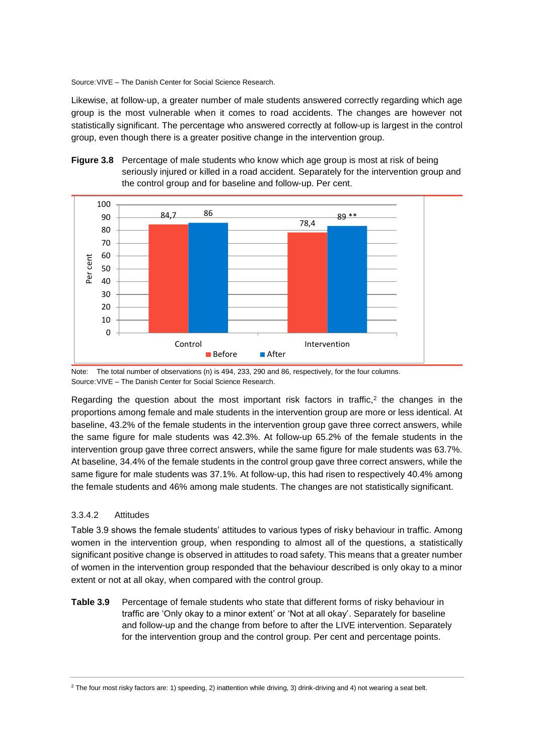Source: VIVE – The Danish Center for Social Science Research.

Likewise, at follow-up, a greater number of male students answered correctly regarding which age group is the most vulnerable when it comes to road accidents. The changes are however not statistically significant. The percentage who answered correctly at follow-up is largest in the control group, even though there is a greater positive change in the intervention group.

**Figure 3.8** Percentage of male students who know which age group is most at risk of being seriously injured or killed in a road accident. Separately for the intervention group and the control group and for baseline and follow-up. Per cent.

| | Before | After |
|---|---|---|
| Control | 84,7 | 86 |
| Intervention | 78,4 | 89 ** |

Note: The total number of observations (n) is 494, 233, 290 and 86, respectively, for the four columns.
Source: VIVE – The Danish Center for Social Science Research.

Regarding the question about the most important risk factors in traffic,[2] the changes in the proportions among female and male students in the intervention group are more or less identical. At baseline, 43.2% of the female students in the intervention group gave three correct answers, while the same figure for male students was 42.3%. At follow-up 65.2% of the female students in the intervention group gave three correct answers, while the same figure for male students was 63.7%. At baseline, 34.4% of the female students in the control group gave three correct answers, while the same figure for male students was 37.1%. At follow-up, this had risen to respectively 40.4% among the female students and 46% among male students. The changes are not statistically significant.

#### 3.3.4.2 Attitudes

Table 3.9 shows the female students' attitudes to various types of risky behaviour in traffic. Among women in the intervention group, when responding to almost all of the questions, a statistically significant positive change is observed in attitudes to road safety. This means that a greater number of women in the intervention group responded that the behaviour described is only okay to a minor extent or not at all okay, when compared with the control group.

**Table 3.9** Percentage of female students who state that different forms of risky behaviour in traffic are 'Only okay to a minor extent' or 'Not at all okay'. Separately for baseline and follow-up and the change from before to after the LIVE intervention. Separately for the intervention group and the control group. Per cent and percentage points.

[2] The four most risky factors are: 1) speeding, 2) inattention while driving, 3) drink-driving and 4) not wearing a seat belt.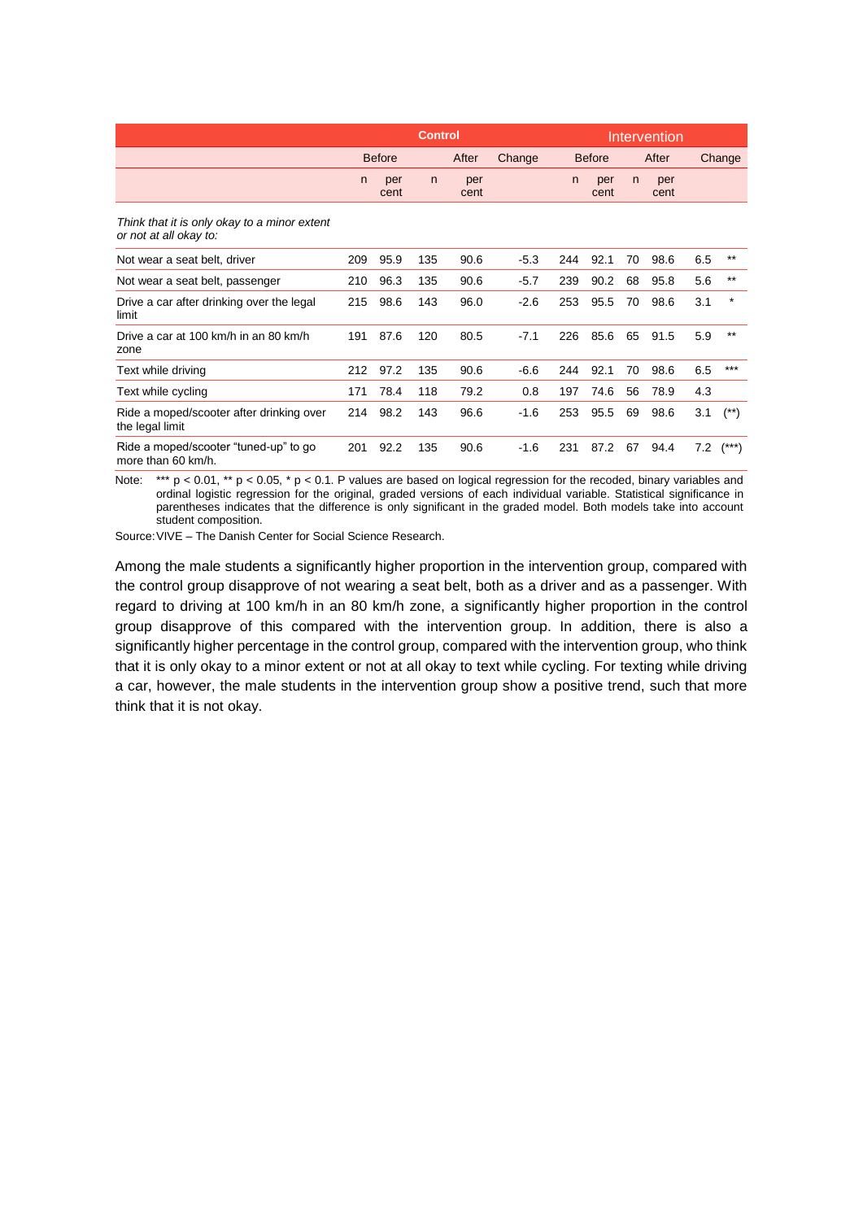| | Control | | | | | Intervention | | | | | |
|---|---|---|---|---|---|---|---|---|---|---|---|
| | Before | | After | | Change | Before | | After | | Change | |
| | n | per cent | n | per cent | | n | per cent | n | per cent | | |
| *Think that it is only okay to a minor extent or not at all okay to:* | | | | | | | | | | | |
| Not wear a seat belt, driver | 209 | 95.9 | 135 | 90.6 | -5.3 | 244 | 92.1 | 70 | 98.6 | 6.5 | ** |
| Not wear a seat belt, passenger | 210 | 96.3 | 135 | 90.6 | -5.7 | 239 | 90.2 | 68 | 95.8 | 5.6 | ** |
| Drive a car after drinking over the legal limit | 215 | 98.6 | 143 | 96.0 | -2.6 | 253 | 95.5 | 70 | 98.6 | 3.1 | * |
| Drive a car at 100 km/h in an 80 km/h zone | 191 | 87.6 | 120 | 80.5 | -7.1 | 226 | 85.6 | 65 | 91.5 | 5.9 | ** |
| Text while driving | 212 | 97.2 | 135 | 90.6 | -6.6 | 244 | 92.1 | 70 | 98.6 | 6.5 | *** |
| Text while cycling | 171 | 78.4 | 118 | 79.2 | 0.8 | 197 | 74.6 | 56 | 78.9 | 4.3 | |
| Ride a moped/scooter after drinking over the legal limit | 214 | 98.2 | 143 | 96.6 | -1.6 | 253 | 95.5 | 69 | 98.6 | 3.1 | (**) |
| Ride a moped/scooter "tuned-up" to go more than 60 km/h. | 201 | 92.2 | 135 | 90.6 | -1.6 | 231 | 87.2 | 67 | 94.4 | 7.2 | (***) |

Note: *** $p < 0.01$, ** $p < 0.05$, * $p < 0.1$. P values are based on logical regression for the recoded, binary variables and ordinal logistic regression for the original, graded versions of each individual variable. Statistical significance in parentheses indicates that the difference is only significant in the graded model. Both models take into account student composition.

Source: VIVE – The Danish Center for Social Science Research.

Among the male students a significantly higher proportion in the intervention group, compared with the control group disapprove of not wearing a seat belt, both as a driver and as a passenger. With regard to driving at 100 km/h in an 80 km/h zone, a significantly higher proportion in the control group disapprove of this compared with the intervention group. In addition, there is also a significantly higher percentage in the control group, compared with the intervention group, who think that it is only okay to a minor extent or not at all okay to text while cycling. For texting while driving a car, however, the male students in the intervention group show a positive trend, such that more think that it is not okay.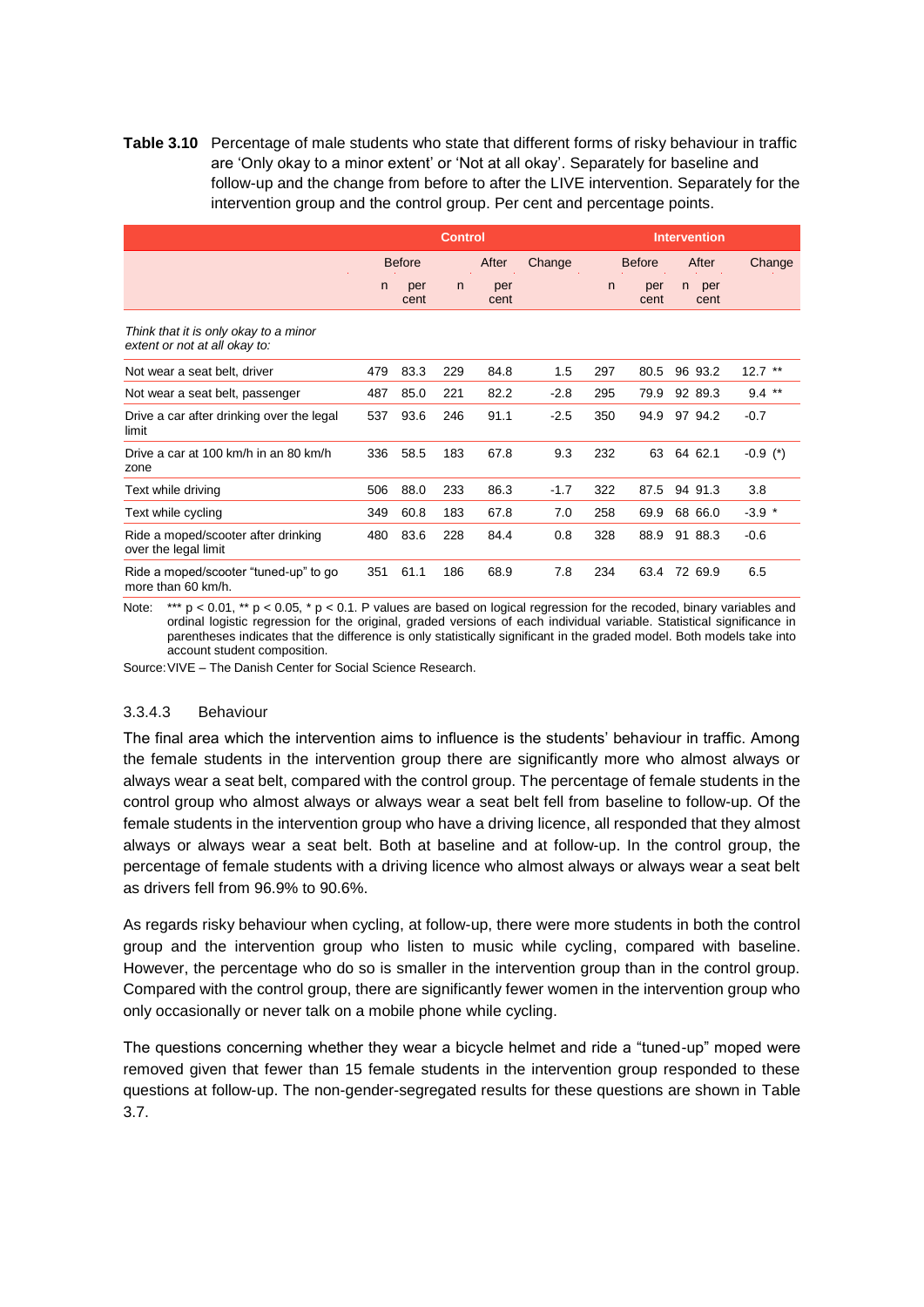**Table 3.10** Percentage of male students who state that different forms of risky behaviour in traffic are 'Only okay to a minor extent' or 'Not at all okay'. Separately for baseline and follow-up and the change from before to after the LIVE intervention. Separately for the intervention group and the control group. Per cent and percentage points.

| | Control | | | | | Intervention | | | | |
|---|---|---|---|---|---|---|---|---|---|---|
| | Before | | After | | Change | Before | | After | | Change |
| | n | per cent | n | per cent | | n | per cent | n | per cent | |
| *Think that it is only okay to a minor extent or not at all okay to:* | | | | | | | | | | |
| Not wear a seat belt, driver | 479 | 83.3 | 229 | 84.8 | 1.5 | 297 | 80.5 | 96 | 93.2 | 12.7 ** |
| Not wear a seat belt, passenger | 487 | 85.0 | 221 | 82.2 | -2.8 | 295 | 79.9 | 92 | 89.3 | 9.4 ** |
| Drive a car after drinking over the legal limit | 537 | 93.6 | 246 | 91.1 | -2.5 | 350 | 94.9 | 97 | 94.2 | -0.7 |
| Drive a car at 100 km/h in an 80 km/h zone | 336 | 58.5 | 183 | 67.8 | 9.3 | 232 | 63 | 64 | 62.1 | -0.9 (*) |
| Text while driving | 506 | 88.0 | 233 | 86.3 | -1.7 | 322 | 87.5 | 94 | 91.3 | 3.8 |
| Text while cycling | 349 | 60.8 | 183 | 67.8 | 7.0 | 258 | 69.9 | 68 | 66.0 | -3.9 * |
| Ride a moped/scooter after drinking over the legal limit | 480 | 83.6 | 228 | 84.4 | 0.8 | 328 | 88.9 | 91 | 88.3 | -0.6 |
| Ride a moped/scooter "tuned-up" to go more than 60 km/h. | 351 | 61.1 | 186 | 68.9 | 7.8 | 234 | 63.4 | 72 | 69.9 | 6.5 |

Note: *** $p < 0.01$, ** $p < 0.05$, * $p < 0.1$. P values are based on logical regression for the recoded, binary variables and ordinal logistic regression for the original, graded versions of each individual variable. Statistical significance in parentheses indicates that the difference is only statistically significant in the graded model. Both models take into account student composition.

Source: VIVE – The Danish Center for Social Science Research.

#### 3.3.4.3 Behaviour

The final area which the intervention aims to influence is the students' behaviour in traffic. Among the female students in the intervention group there are significantly more who almost always or always wear a seat belt, compared with the control group. The percentage of female students in the control group who almost always or always wear a seat belt fell from baseline to follow-up. Of the female students in the intervention group who have a driving licence, all responded that they almost always or always wear a seat belt. Both at baseline and at follow-up. In the control group, the percentage of female students with a driving licence who almost always or always wear a seat belt as drivers fell from 96.9% to 90.6%.

As regards risky behaviour when cycling, at follow-up, there were more students in both the control group and the intervention group who listen to music while cycling, compared with baseline. However, the percentage who do so is smaller in the intervention group than in the control group. Compared with the control group, there are significantly fewer women in the intervention group who only occasionally or never talk on a mobile phone while cycling.

The questions concerning whether they wear a bicycle helmet and ride a "tuned-up" moped were removed given that fewer than 15 female students in the intervention group responded to these questions at follow-up. The non-gender-segregated results for these questions are shown in Table 3.7.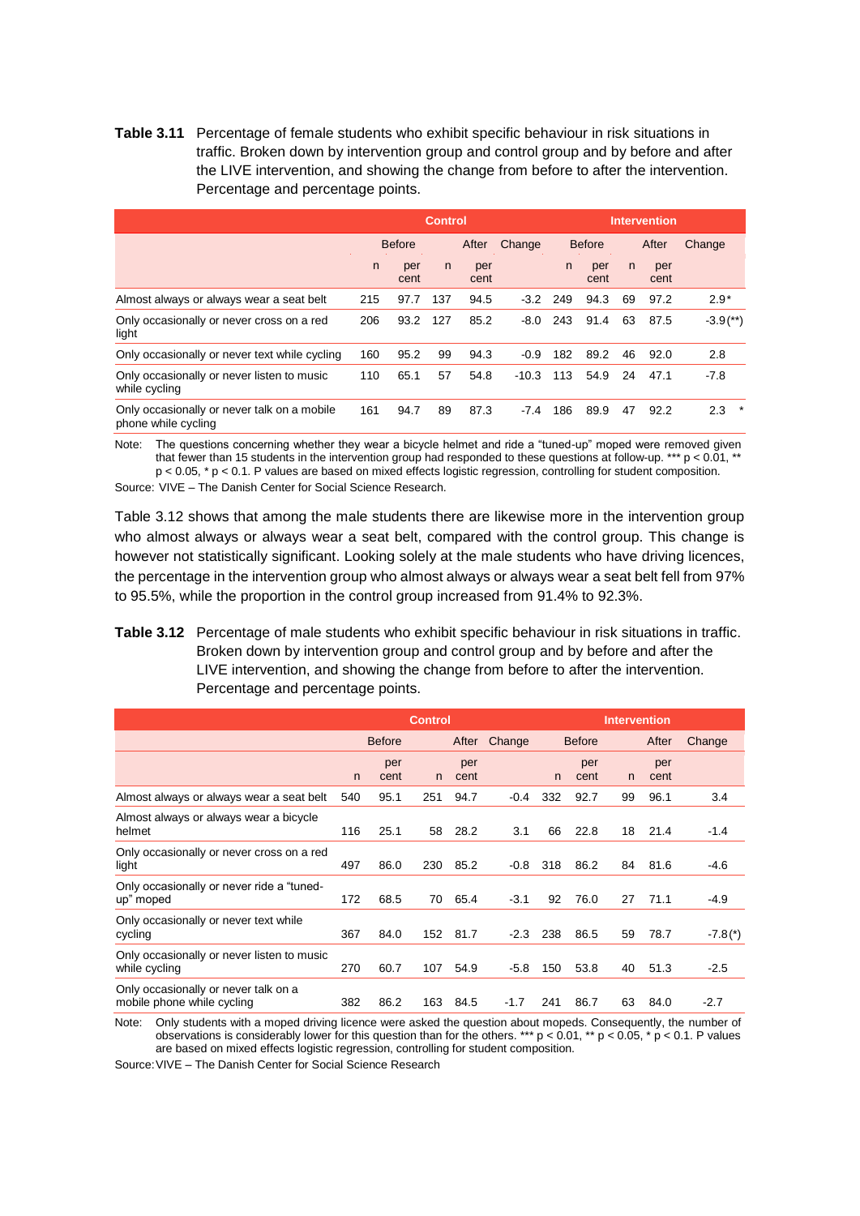**Table 3.11** Percentage of female students who exhibit specific behaviour in risk situations in traffic. Broken down by intervention group and control group and by before and after the LIVE intervention, and showing the change from before to after the intervention. Percentage and percentage points.

| | Control | | | | | Intervention | | | | |
|---|---|---|---|---|---|---|---|---|---|---|
| | Before | | After | | Change | Before | | After | | Change |
| | n | per cent | n | per cent | | n | per cent | n | per cent | |
| Almost always or always wear a seat belt | 215 | 97.7 | 137 | 94.5 | -3.2 | 249 | 94.3 | 69 | 97.2 | 2.9* |
| Only occasionally or never cross on a red light | 206 | 93.2 | 127 | 85.2 | -8.0 | 243 | 91.4 | 63 | 87.5 | -3.9(**) |
| Only occasionally or never text while cycling | 160 | 95.2 | 99 | 94.3 | -0.9 | 182 | 89.2 | 46 | 92.0 | 2.8 |
| Only occasionally or never listen to music while cycling | 110 | 65.1 | 57 | 54.8 | -10.3 | 113 | 54.9 | 24 | 47.1 | -7.8 |
| Only occasionally or never talk on a mobile phone while cycling | 161 | 94.7 | 89 | 87.3 | -7.4 | 186 | 89.9 | 47 | 92.2 | 2.3 * |

Note: The questions concerning whether they wear a bicycle helmet and ride a "tuned-up" moped were removed given that fewer than 15 students in the intervention group had responded to these questions at follow-up. *** p < 0.01, ** p < 0.05, * p < 0.1. P values are based on mixed effects logistic regression, controlling for student composition.

Source: VIVE – The Danish Center for Social Science Research.

Table 3.12 shows that among the male students there are likewise more in the intervention group who almost always or always wear a seat belt, compared with the control group. This change is however not statistically significant. Looking solely at the male students who have driving licences, the percentage in the intervention group who almost always or always wear a seat belt fell from 97% to 95.5%, while the proportion in the control group increased from 91.4% to 92.3%.

**Table 3.12** Percentage of male students who exhibit specific behaviour in risk situations in traffic. Broken down by intervention group and control group and by before and after the LIVE intervention, and showing the change from before to after the intervention. Percentage and percentage points.

| | Control | | | | | Intervention | | | | |
|---|---|---|---|---|---|---|---|---|---|---|
| | Before | | After | | Change | Before | | After | | Change |
| | n | per cent | n | per cent | | n | per cent | n | per cent | |
| Almost always or always wear a seat belt | 540 | 95.1 | 251 | 94.7 | -0.4 | 332 | 92.7 | 99 | 96.1 | 3.4 |
| Almost always or always wear a bicycle helmet | 116 | 25.1 | 58 | 28.2 | 3.1 | 66 | 22.8 | 18 | 21.4 | -1.4 |
| Only occasionally or never cross on a red light | 497 | 86.0 | 230 | 85.2 | -0.8 | 318 | 86.2 | 84 | 81.6 | -4.6 |
| Only occasionally or never ride a "tuned-up" moped | 172 | 68.5 | 70 | 65.4 | -3.1 | 92 | 76.0 | 27 | 71.1 | -4.9 |
| Only occasionally or never text while cycling | 367 | 84.0 | 152 | 81.7 | -2.3 | 238 | 86.5 | 59 | 78.7 | -7.8(*) |
| Only occasionally or never listen to music while cycling | 270 | 60.7 | 107 | 54.9 | -5.8 | 150 | 53.8 | 40 | 51.3 | -2.5 |
| Only occasionally or never talk on a mobile phone while cycling | 382 | 86.2 | 163 | 84.5 | -1.7 | 241 | 86.7 | 63 | 84.0 | -2.7 |

Note: Only students with a moped driving licence were asked the question about mopeds. Consequently, the number of observations is considerably lower for this question than for the others. *** p < 0.01, ** p < 0.05, * p < 0.1. P values are based on mixed effects logistic regression, controlling for student composition.

Source: VIVE – The Danish Center for Social Science Research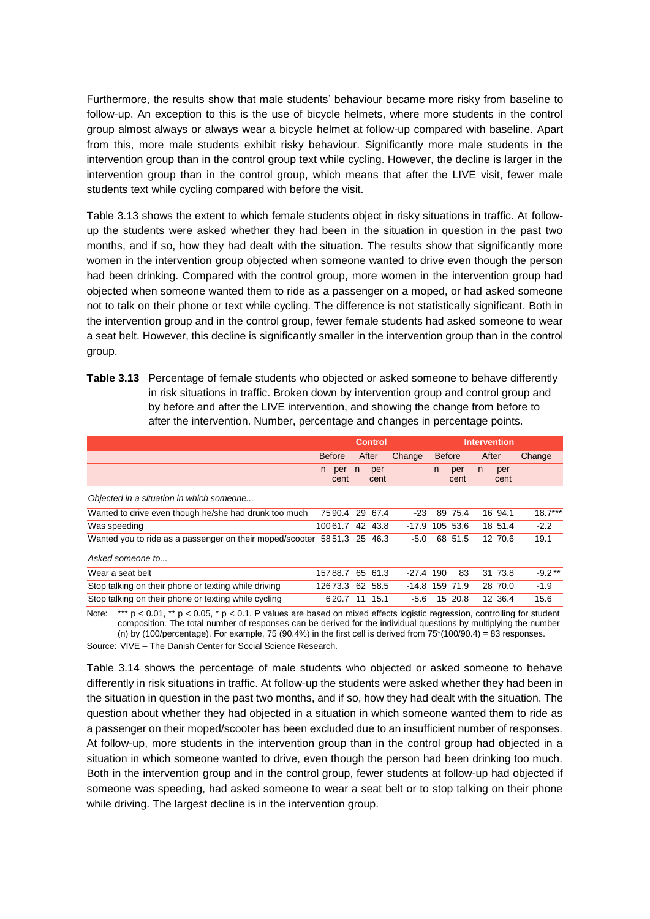Furthermore, the results show that male students' behaviour became more risky from baseline to follow-up. An exception to this is the use of bicycle helmets, where more students in the control group almost always or always wear a bicycle helmet at follow-up compared with baseline. Apart from this, more male students exhibit risky behaviour. Significantly more male students in the intervention group than in the control group text while cycling. However, the decline is larger in the intervention group than in the control group, which means that after the LIVE visit, fewer male students text while cycling compared with before the visit.

Table 3.13 shows the extent to which female students object in risky situations in traffic. At follow-up the students were asked whether they had been in the situation in question in the past two months, and if so, how they had dealt with the situation. The results show that significantly more women in the intervention group objected when someone wanted to drive even though the person had been drinking. Compared with the control group, more women in the intervention group had objected when someone wanted them to ride as a passenger on a moped, or had asked someone not to talk on their phone or text while cycling. The difference is not statistically significant. Both in the intervention group and in the control group, fewer female students had asked someone to wear a seat belt. However, this decline is significantly smaller in the intervention group than in the control group.

**Table 3.13** Percentage of female students who objected or asked someone to behave differently in risk situations in traffic. Broken down by intervention group and control group and by before and after the LIVE intervention, and showing the change from before to after the intervention. Number, percentage and changes in percentage points.

| | Control | | | | | Intervention | | | | |
|---|---|---|---|---|---|---|---|---|---|---|
| | Before | | After | | Change | Before | | After | | Change |
| | n | per cent | n | per cent | | n | per cent | n | per cent | |
| *Objected in a situation in which someone...* | | | | | | | | | | |
| Wanted to drive even though he/she had drunk too much | 75 | 90.4 | 29 | 67.4 | -23 | 89 | 75.4 | 16 | 94.1 | 18.7*** |
| Was speeding | 100 | 61.7 | 42 | 43.8 | -17.9 | 105 | 53.6 | 18 | 51.4 | -2.2 |
| Wanted you to ride as a passenger on their moped/scooter | 58 | 51.3 | 25 | 46.3 | -5.0 | 68 | 51.5 | 12 | 70.6 | 19.1 |
| *Asked someone to...* | | | | | | | | | | |
| Wear a seat belt | 157 | 88.7 | 65 | 61.3 | -27.4 | 190 | 83 | 31 | 73.8 | -9.2** |
| Stop talking on their phone or texting while driving | 126 | 73.3 | 62 | 58.5 | -14.8 | 159 | 71.9 | 28 | 70.0 | -1.9 |
| Stop talking on their phone or texting while cycling | 6 | 20.7 | 11 | 15.1 | -5.6 | 15 | 20.8 | 12 | 36.4 | 15.6 |

Note: *** p < 0.01, ** p < 0.05, * p < 0.1. P values are based on mixed effects logistic regression, controlling for student composition. The total number of responses can be derived for the individual questions by multiplying the number (n) by (100/percentage). For example, 75 (90.4%) in the first cell is derived from 75*(100/90.4) = 83 responses.

Source: VIVE – The Danish Center for Social Science Research.

Table 3.14 shows the percentage of male students who objected or asked someone to behave differently in risk situations in traffic. At follow-up the students were asked whether they had been in the situation in question in the past two months, and if so, how they had dealt with the situation. The question about whether they had objected in a situation in which someone wanted them to ride as a passenger on their moped/scooter has been excluded due to an insufficient number of responses. At follow-up, more students in the intervention group than in the control group had objected in a situation in which someone wanted to drive, even though the person had been drinking too much. Both in the intervention group and in the control group, fewer students at follow-up had objected if someone was speeding, had asked someone to wear a seat belt or to stop talking on their phone while driving. The largest decline is in the intervention group.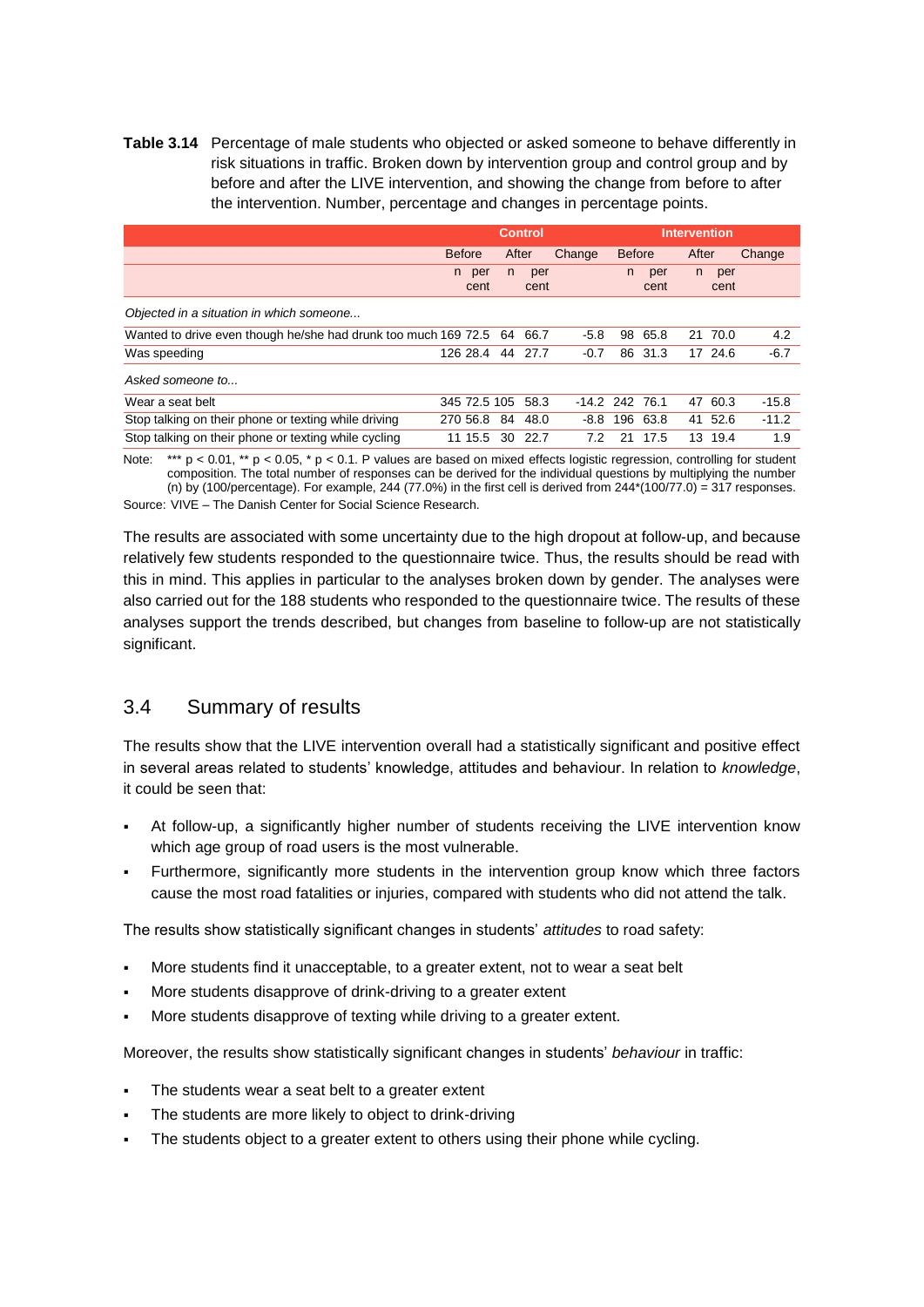**Table 3.14** Percentage of male students who objected or asked someone to behave differently in risk situations in traffic. Broken down by intervention group and control group and by before and after the LIVE intervention, and showing the change from before to after the intervention. Number, percentage and changes in percentage points.

| | Control | | | | | Intervention | | | | |
|---|---|---|---|---|---|---|---|---|---|---|
| | Before | | After | | Change | Before | | After | | Change |
| | n | per cent | n | per cent | | n | per cent | n | per cent | |
| *Objected in a situation in which someone...* | | | | | | | | | | |
| Wanted to drive even though he/she had drunk too much | 169 | 72.5 | 64 | 66.7 | -5.8 | 98 | 65.8 | 21 | 70.0 | 4.2 |
| Was speeding | 126 | 28.4 | 44 | 27.7 | -0.7 | 86 | 31.3 | 17 | 24.6 | -6.7 |
| *Asked someone to...* | | | | | | | | | | |
| Wear a seat belt | 345 | 72.5 | 105 | 58.3 | -14.2 | 242 | 76.1 | 47 | 60.3 | -15.8 |
| Stop talking on their phone or texting while driving | 270 | 56.8 | 84 | 48.0 | -8.8 | 196 | 63.8 | 41 | 52.6 | -11.2 |
| Stop talking on their phone or texting while cycling | 11 | 15.5 | 30 | 22.7 | 7.2 | 21 | 17.5 | 13 | 19.4 | 1.9 |

Note: *** $p < 0.01$, ** $p < 0.05$, * $p < 0.1$. P values are based on mixed effects logistic regression, controlling for student composition. The total number of responses can be derived for the individual questions by multiplying the number (n) by (100/percentage). For example, 244 (77.0%) in the first cell is derived from 244*(100/77.0) = 317 responses.

Source: VIVE – The Danish Center for Social Science Research.

The results are associated with some uncertainty due to the high dropout at follow-up, and because relatively few students responded to the questionnaire twice. Thus, the results should be read with this in mind. This applies in particular to the analyses broken down by gender. The analyses were also carried out for the 188 students who responded to the questionnaire twice. The results of these analyses support the trends described, but changes from baseline to follow-up are not statistically significant.

## 3.4 Summary of results

The results show that the LIVE intervention overall had a statistically significant and positive effect in several areas related to students' knowledge, attitudes and behaviour. In relation to *knowledge*, it could be seen that:

- At follow-up, a significantly higher number of students receiving the LIVE intervention know which age group of road users is the most vulnerable.
- Furthermore, significantly more students in the intervention group know which three factors cause the most road fatalities or injuries, compared with students who did not attend the talk.

The results show statistically significant changes in students' *attitudes* to road safety:

- More students find it unacceptable, to a greater extent, not to wear a seat belt
- More students disapprove of drink-driving to a greater extent
- More students disapprove of texting while driving to a greater extent.

Moreover, the results show statistically significant changes in students' *behaviour* in traffic:

- The students wear a seat belt to a greater extent
- The students are more likely to object to drink-driving
- The students object to a greater extent to others using their phone while cycling.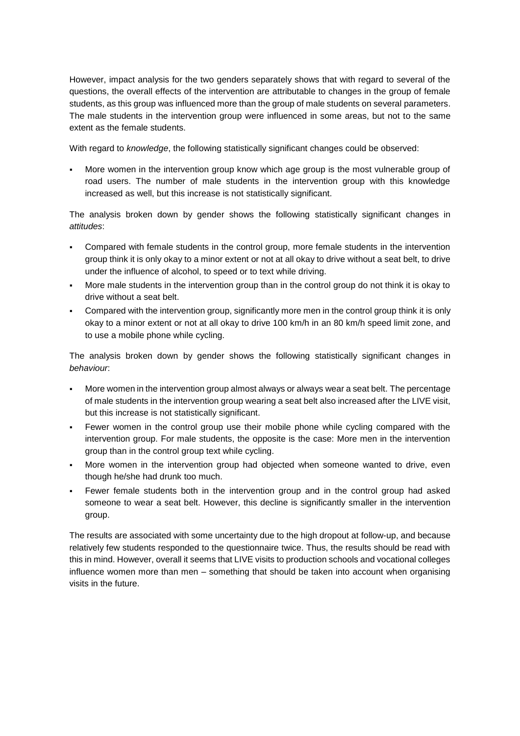However, impact analysis for the two genders separately shows that with regard to several of the questions, the overall effects of the intervention are attributable to changes in the group of female students, as this group was influenced more than the group of male students on several parameters. The male students in the intervention group were influenced in some areas, but not to the same extent as the female students.

With regard to *knowledge*, the following statistically significant changes could be observed:

- More women in the intervention group know which age group is the most vulnerable group of road users. The number of male students in the intervention group with this knowledge increased as well, but this increase is not statistically significant.

The analysis broken down by gender shows the following statistically significant changes in *attitudes*:

- Compared with female students in the control group, more female students in the intervention group think it is only okay to a minor extent or not at all okay to drive without a seat belt, to drive under the influence of alcohol, to speed or to text while driving.
- More male students in the intervention group than in the control group do not think it is okay to drive without a seat belt.
- Compared with the intervention group, significantly more men in the control group think it is only okay to a minor extent or not at all okay to drive 100 km/h in an 80 km/h speed limit zone, and to use a mobile phone while cycling.

The analysis broken down by gender shows the following statistically significant changes in *behaviour*:

- More women in the intervention group almost always or always wear a seat belt. The percentage of male students in the intervention group wearing a seat belt also increased after the LIVE visit, but this increase is not statistically significant.
- Fewer women in the control group use their mobile phone while cycling compared with the intervention group. For male students, the opposite is the case: More men in the intervention group than in the control group text while cycling.
- More women in the intervention group had objected when someone wanted to drive, even though he/she had drunk too much.
- Fewer female students both in the intervention group and in the control group had asked someone to wear a seat belt. However, this decline is significantly smaller in the intervention group.

The results are associated with some uncertainty due to the high dropout at follow-up, and because relatively few students responded to the questionnaire twice. Thus, the results should be read with this in mind. However, overall it seems that LIVE visits to production schools and vocational colleges influence women more than men – something that should be taken into account when organising visits in the future.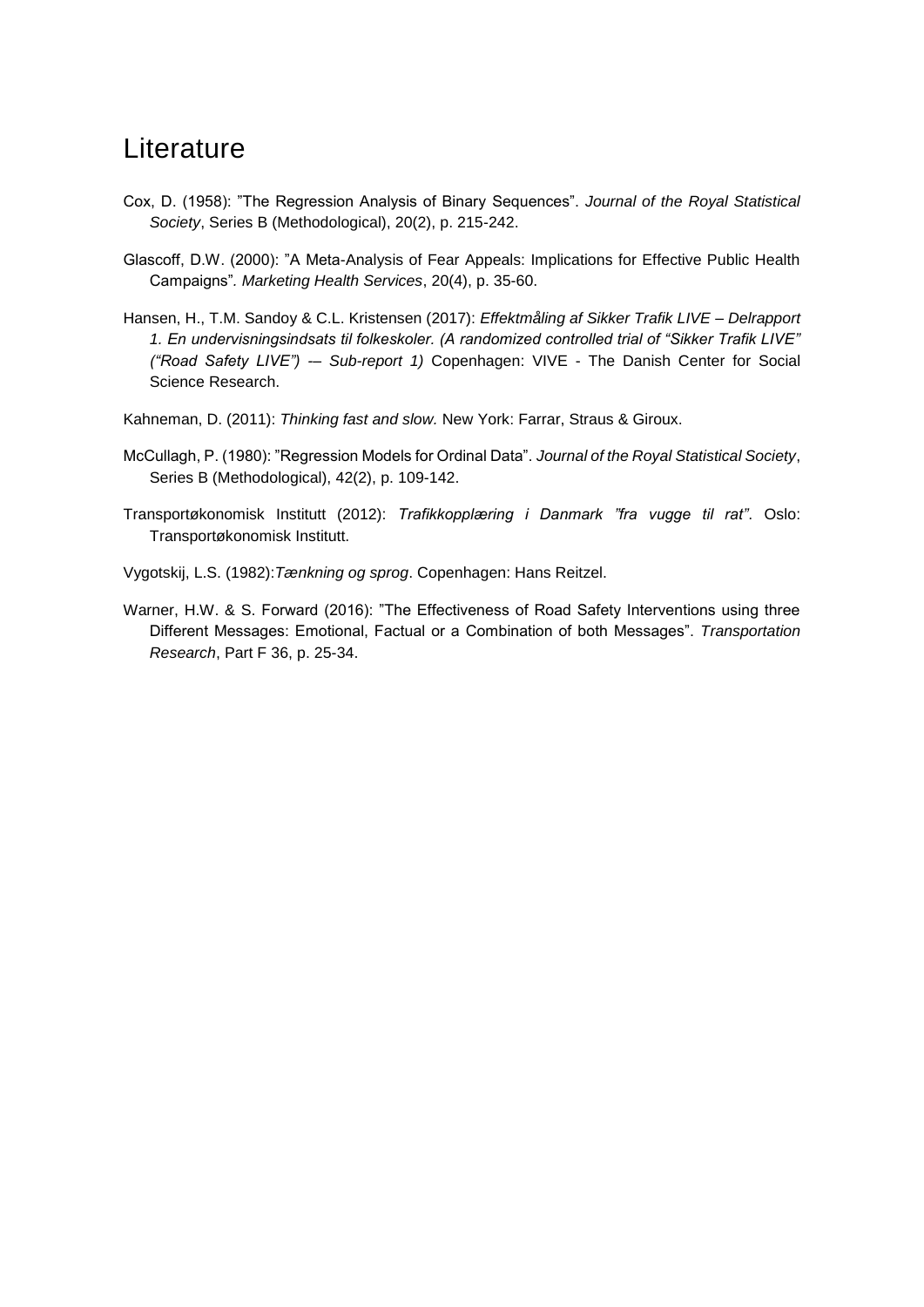# Literature

Cox, D. (1958): "The Regression Analysis of Binary Sequences". *Journal of the Royal Statistical Society*, Series B (Methodological), 20(2), p. 215-242.

Glascoff, D.W. (2000): "A Meta-Analysis of Fear Appeals: Implications for Effective Public Health Campaigns". *Marketing Health Services*, 20(4), p. 35-60.

Hansen, H., T.M. Sandoy & C.L. Kristensen (2017): *Effektmåling af Sikker Trafik LIVE – Delrapport 1. En undervisningsindsats til folkeskoler. (A randomized controlled trial of "Sikker Trafik LIVE" ("Road Safety LIVE") -– Sub-report 1)* Copenhagen: VIVE - The Danish Center for Social Science Research.

Kahneman, D. (2011): *Thinking fast and slow.* New York: Farrar, Straus & Giroux.

McCullagh, P. (1980): "Regression Models for Ordinal Data". *Journal of the Royal Statistical Society*, Series B (Methodological), 42(2), p. 109-142.

Transportøkonomisk Institutt (2012): *Trafikkopplæring i Danmark "fra vugge til rat"*. Oslo: Transportøkonomisk Institutt.

Vygotskij, L.S. (1982):*Tænkning og sprog*. Copenhagen: Hans Reitzel.

Warner, H.W. & S. Forward (2016): "The Effectiveness of Road Safety Interventions using three Different Messages: Emotional, Factual or a Combination of both Messages". *Transportation Research*, Part F 36, p. 25-34.